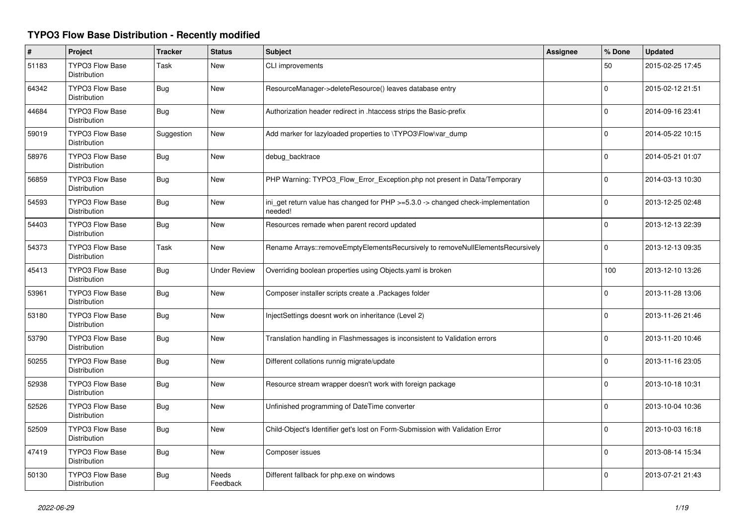# TYPO3 Flow Base Distribution - Recently modified

| # | Project | Tracker | Status | Subject | Assignee | % Done | Updated |
|---|---|---|---|---|---|---|---|
| 51183 | TYPO3 Flow Base Distribution | Task | New | CLI improvements | | 50 | 2015-02-25 17:45 |
| 64342 | TYPO3 Flow Base Distribution | Bug | New | ResourceManager->deleteResource() leaves database entry | | 0 | 2015-02-12 21:51 |
| 44684 | TYPO3 Flow Base Distribution | Bug | New | Authorization header redirect in .htaccess strips the Basic-prefix | | 0 | 2014-09-16 23:41 |
| 59019 | TYPO3 Flow Base Distribution | Suggestion | New | Add marker for lazyloaded properties to \TYPO3\Flow\var_dump | | 0 | 2014-05-22 10:15 |
| 58976 | TYPO3 Flow Base Distribution | Bug | New | debug_backtrace | | 0 | 2014-05-21 01:07 |
| 56859 | TYPO3 Flow Base Distribution | Bug | New | PHP Warning: TYPO3_Flow_Error_Exception.php not present in Data/Temporary | | 0 | 2014-03-13 10:30 |
| 54593 | TYPO3 Flow Base Distribution | Bug | New | ini_get return value has changed for PHP >=5.3.0 -> changed check-implementation needed! | | 0 | 2013-12-25 02:48 |
| 54403 | TYPO3 Flow Base Distribution | Bug | New | Resources remade when parent record updated | | 0 | 2013-12-13 22:39 |
| 54373 | TYPO3 Flow Base Distribution | Task | New | Rename Arrays::removeEmptyElementsRecursively to removeNullElementsRecursively | | 0 | 2013-12-13 09:35 |
| 45413 | TYPO3 Flow Base Distribution | Bug | Under Review | Overriding boolean properties using Objects.yaml is broken | | 100 | 2013-12-10 13:26 |
| 53961 | TYPO3 Flow Base Distribution | Bug | New | Composer installer scripts create a .Packages folder | | 0 | 2013-11-28 13:06 |
| 53180 | TYPO3 Flow Base Distribution | Bug | New | InjectSettings doesnt work on inheritance (Level 2) | | 0 | 2013-11-26 21:46 |
| 53790 | TYPO3 Flow Base Distribution | Bug | New | Translation handling in Flashmessages is inconsistent to Validation errors | | 0 | 2013-11-20 10:46 |
| 50255 | TYPO3 Flow Base Distribution | Bug | New | Different collations runnig migrate/update | | 0 | 2013-11-16 23:05 |
| 52938 | TYPO3 Flow Base Distribution | Bug | New | Resource stream wrapper doesn't work with foreign package | | 0 | 2013-10-18 10:31 |
| 52526 | TYPO3 Flow Base Distribution | Bug | New | Unfinished programming of DateTime converter | | 0 | 2013-10-04 10:36 |
| 52509 | TYPO3 Flow Base Distribution | Bug | New | Child-Object's Identifier get's lost on Form-Submission with Validation Error | | 0 | 2013-10-03 16:18 |
| 47419 | TYPO3 Flow Base Distribution | Bug | New | Composer issues | | 0 | 2013-08-14 15:34 |
| 50130 | TYPO3 Flow Base Distribution | Bug | Needs Feedback | Different fallback for php.exe on windows | | 0 | 2013-07-21 21:43 |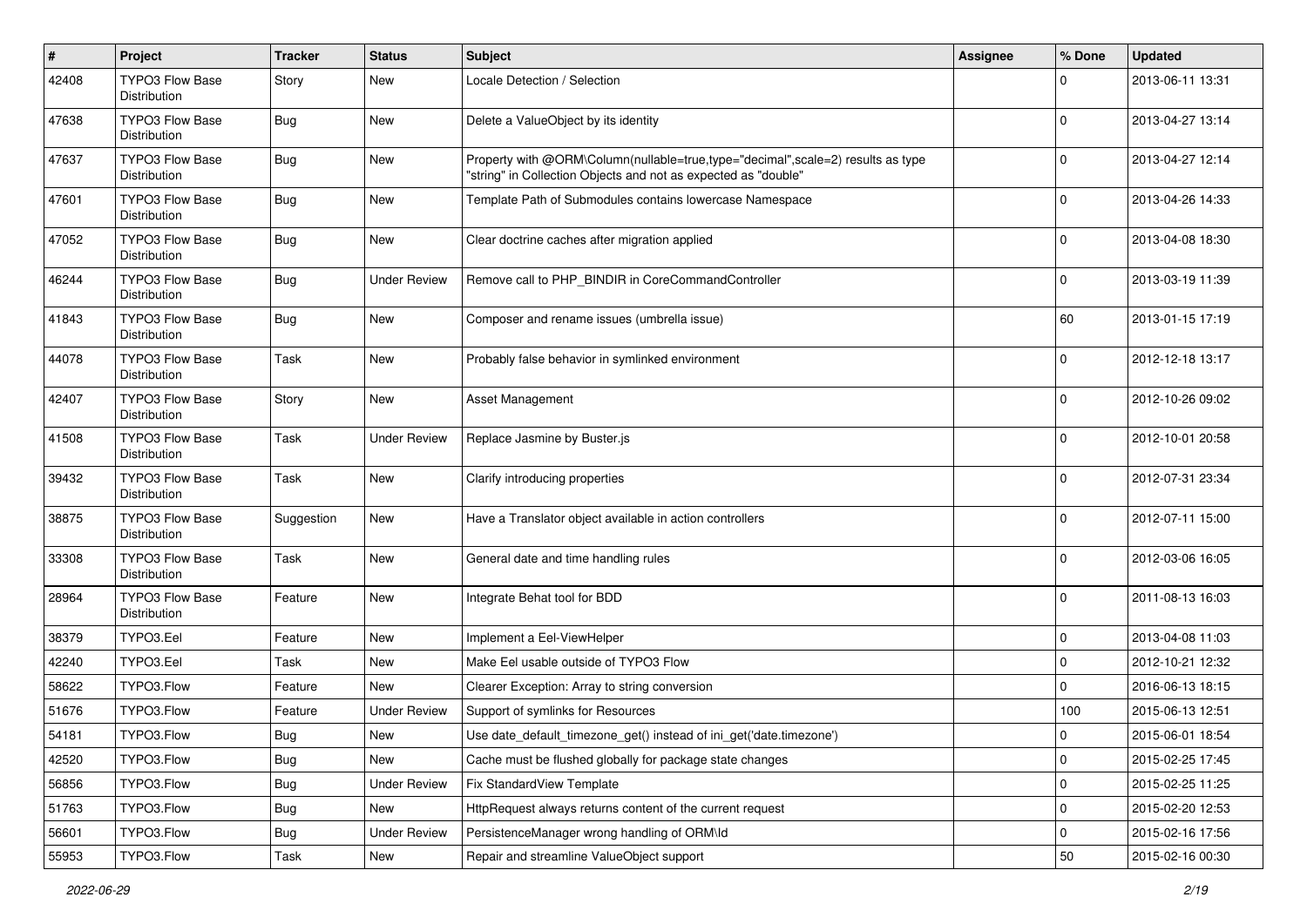| # | Project | Tracker | Status | Subject | Assignee | % Done | Updated |
|---|---|---|---|---|---|---|---|
| 42408 | TYPO3 Flow Base Distribution | Story | New | Locale Detection / Selection | | 0 | 2013-06-11 13:31 |
| 47638 | TYPO3 Flow Base Distribution | Bug | New | Delete a ValueObject by its identity | | 0 | 2013-04-27 13:14 |
| 47637 | TYPO3 Flow Base Distribution | Bug | New | Property with @ORM\Column(nullable=true,type="decimal",scale=2) results as type "string" in Collection Objects and not as expected as "double" | | 0 | 2013-04-27 12:14 |
| 47601 | TYPO3 Flow Base Distribution | Bug | New | Template Path of Submodules contains lowercase Namespace | | 0 | 2013-04-26 14:33 |
| 47052 | TYPO3 Flow Base Distribution | Bug | New | Clear doctrine caches after migration applied | | 0 | 2013-04-08 18:30 |
| 46244 | TYPO3 Flow Base Distribution | Bug | Under Review | Remove call to PHP_BINDIR in CoreCommandController | | 0 | 2013-03-19 11:39 |
| 41843 | TYPO3 Flow Base Distribution | Bug | New | Composer and rename issues (umbrella issue) | | 60 | 2013-01-15 17:19 |
| 44078 | TYPO3 Flow Base Distribution | Task | New | Probably false behavior in symlinked environment | | 0 | 2012-12-18 13:17 |
| 42407 | TYPO3 Flow Base Distribution | Story | New | Asset Management | | 0 | 2012-10-26 09:02 |
| 41508 | TYPO3 Flow Base Distribution | Task | Under Review | Replace Jasmine by Buster.js | | 0 | 2012-10-01 20:58 |
| 39432 | TYPO3 Flow Base Distribution | Task | New | Clarify introducing properties | | 0 | 2012-07-31 23:34 |
| 38875 | TYPO3 Flow Base Distribution | Suggestion | New | Have a Translator object available in action controllers | | 0 | 2012-07-11 15:00 |
| 33308 | TYPO3 Flow Base Distribution | Task | New | General date and time handling rules | | 0 | 2012-03-06 16:05 |
| 28964 | TYPO3 Flow Base Distribution | Feature | New | Integrate Behat tool for BDD | | 0 | 2011-08-13 16:03 |
| 38379 | TYPO3.Eel | Feature | New | Implement a Eel-ViewHelper | | 0 | 2013-04-08 11:03 |
| 42240 | TYPO3.Eel | Task | New | Make Eel usable outside of TYPO3 Flow | | 0 | 2012-10-21 12:32 |
| 58622 | TYPO3.Flow | Feature | New | Clearer Exception: Array to string conversion | | 0 | 2016-06-13 18:15 |
| 51676 | TYPO3.Flow | Feature | Under Review | Support of symlinks for Resources | | 100 | 2015-06-13 12:51 |
| 54181 | TYPO3.Flow | Bug | New | Use date_default_timezone_get() instead of ini_get('date.timezone') | | 0 | 2015-06-01 18:54 |
| 42520 | TYPO3.Flow | Bug | New | Cache must be flushed globally for package state changes | | 0 | 2015-02-25 17:45 |
| 56856 | TYPO3.Flow | Bug | Under Review | Fix StandardView Template | | 0 | 2015-02-25 11:25 |
| 51763 | TYPO3.Flow | Bug | New | HttpRequest always returns content of the current request | | 0 | 2015-02-20 12:53 |
| 56601 | TYPO3.Flow | Bug | Under Review | PersistenceManager wrong handling of ORM\Id | | 0 | 2015-02-16 17:56 |
| 55953 | TYPO3.Flow | Task | New | Repair and streamline ValueObject support | | 50 | 2015-02-16 00:30 |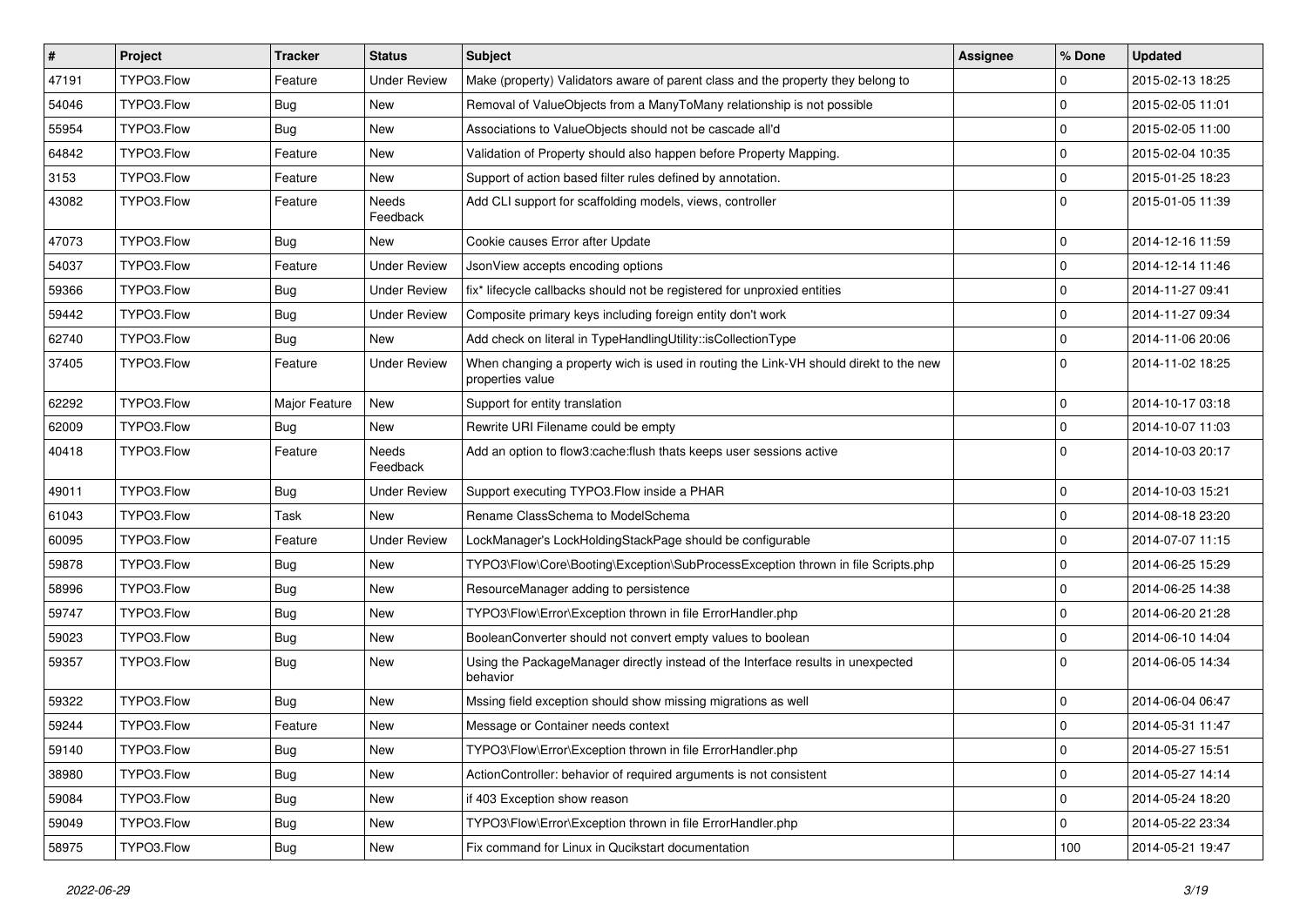| # | Project | Tracker | Status | Subject | Assignee | % Done | Updated |
|---|---|---|---|---|---|---|---|
| 47191 | TYPO3.Flow | Feature | Under Review | Make (property) Validators aware of parent class and the property they belong to | | 0 | 2015-02-13 18:25 |
| 54046 | TYPO3.Flow | Bug | New | Removal of ValueObjects from a ManyToMany relationship is not possible | | 0 | 2015-02-05 11:01 |
| 55954 | TYPO3.Flow | Bug | New | Associations to ValueObjects should not be cascade all'd | | 0 | 2015-02-05 11:00 |
| 64842 | TYPO3.Flow | Feature | New | Validation of Property should also happen before Property Mapping. | | 0 | 2015-02-04 10:35 |
| 3153 | TYPO3.Flow | Feature | New | Support of action based filter rules defined by annotation. | | 0 | 2015-01-25 18:23 |
| 43082 | TYPO3.Flow | Feature | Needs Feedback | Add CLI support for scaffolding models, views, controller | | 0 | 2015-01-05 11:39 |
| 47073 | TYPO3.Flow | Bug | New | Cookie causes Error after Update | | 0 | 2014-12-16 11:59 |
| 54037 | TYPO3.Flow | Feature | Under Review | JsonView accepts encoding options | | 0 | 2014-12-14 11:46 |
| 59366 | TYPO3.Flow | Bug | Under Review | fix* lifecycle callbacks should not be registered for unproxied entities | | 0 | 2014-11-27 09:41 |
| 59442 | TYPO3.Flow | Bug | Under Review | Composite primary keys including foreign entity don't work | | 0 | 2014-11-27 09:34 |
| 62740 | TYPO3.Flow | Bug | New | Add check on literal in TypeHandlingUtility::isCollectionType | | 0 | 2014-11-06 20:06 |
| 37405 | TYPO3.Flow | Feature | Under Review | When changing a property wich is used in routing the Link-VH should direkt to the new properties value | | 0 | 2014-11-02 18:25 |
| 62292 | TYPO3.Flow | Major Feature | New | Support for entity translation | | 0 | 2014-10-17 03:18 |
| 62009 | TYPO3.Flow | Bug | New | Rewrite URI Filename could be empty | | 0 | 2014-10-07 11:03 |
| 40418 | TYPO3.Flow | Feature | Needs Feedback | Add an option to flow3:cache:flush thats keeps user sessions active | | 0 | 2014-10-03 20:17 |
| 49011 | TYPO3.Flow | Bug | Under Review | Support executing TYPO3.Flow inside a PHAR | | 0 | 2014-10-03 15:21 |
| 61043 | TYPO3.Flow | Task | New | Rename ClassSchema to ModelSchema | | 0 | 2014-08-18 23:20 |
| 60095 | TYPO3.Flow | Feature | Under Review | LockManager's LockHoldingStackPage should be configurable | | 0 | 2014-07-07 11:15 |
| 59878 | TYPO3.Flow | Bug | New | TYPO3\Flow\Core\Booting\Exception\SubProcessException thrown in file Scripts.php | | 0 | 2014-06-25 15:29 |
| 58996 | TYPO3.Flow | Bug | New | ResourceManager adding to persistence | | 0 | 2014-06-25 14:38 |
| 59747 | TYPO3.Flow | Bug | New | TYPO3\Flow\Error\Exception thrown in file ErrorHandler.php | | 0 | 2014-06-20 21:28 |
| 59023 | TYPO3.Flow | Bug | New | BooleanConverter should not convert empty values to boolean | | 0 | 2014-06-10 14:04 |
| 59357 | TYPO3.Flow | Bug | New | Using the PackageManager directly instead of the Interface results in unexpected behavior | | 0 | 2014-06-05 14:34 |
| 59322 | TYPO3.Flow | Bug | New | Mssing field exception should show missing migrations as well | | 0 | 2014-06-04 06:47 |
| 59244 | TYPO3.Flow | Feature | New | Message or Container needs context | | 0 | 2014-05-31 11:47 |
| 59140 | TYPO3.Flow | Bug | New | TYPO3\Flow\Error\Exception thrown in file ErrorHandler.php | | 0 | 2014-05-27 15:51 |
| 38980 | TYPO3.Flow | Bug | New | ActionController: behavior of required arguments is not consistent | | 0 | 2014-05-27 14:14 |
| 59084 | TYPO3.Flow | Bug | New | if 403 Exception show reason | | 0 | 2014-05-24 18:20 |
| 59049 | TYPO3.Flow | Bug | New | TYPO3\Flow\Error\Exception thrown in file ErrorHandler.php | | 0 | 2014-05-22 23:34 |
| 58975 | TYPO3.Flow | Bug | New | Fix command for Linux in Qucikstart documentation | | 100 | 2014-05-21 19:47 |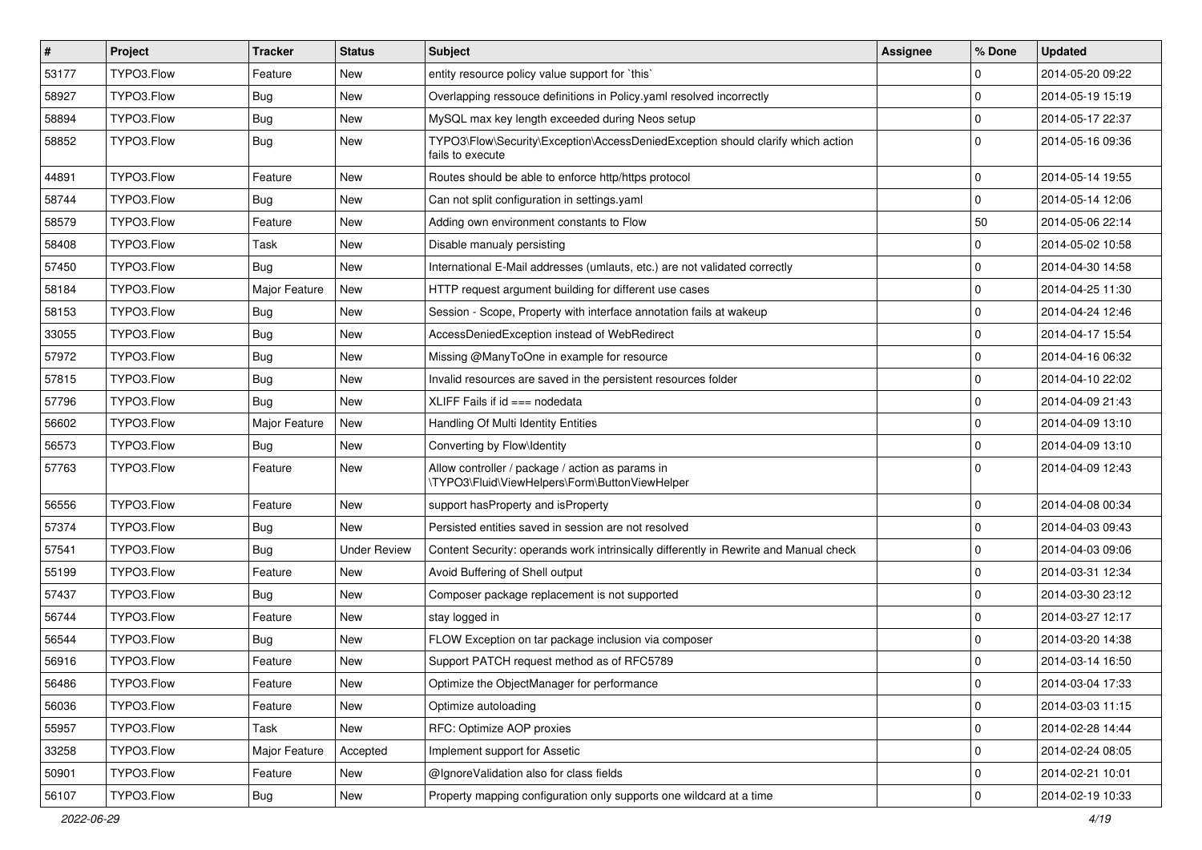| # | Project | Tracker | Status | Subject | Assignee | % Done | Updated |
|---|---|---|---|---|---|---|---|
| 53177 | TYPO3.Flow | Feature | New | entity resource policy value support for `this` | | 0 | 2014-05-20 09:22 |
| 58927 | TYPO3.Flow | Bug | New | Overlapping ressouce definitions in Policy.yaml resolved incorrectly | | 0 | 2014-05-19 15:19 |
| 58894 | TYPO3.Flow | Bug | New | MySQL max key length exceeded during Neos setup | | 0 | 2014-05-17 22:37 |
| 58852 | TYPO3.Flow | Bug | New | TYPO3\Flow\Security\Exception\AccessDeniedException should clarify which action fails to execute | | 0 | 2014-05-16 09:36 |
| 44891 | TYPO3.Flow | Feature | New | Routes should be able to enforce http/https protocol | | 0 | 2014-05-14 19:55 |
| 58744 | TYPO3.Flow | Bug | New | Can not split configuration in settings.yaml | | 0 | 2014-05-14 12:06 |
| 58579 | TYPO3.Flow | Feature | New | Adding own environment constants to Flow | | 50 | 2014-05-06 22:14 |
| 58408 | TYPO3.Flow | Task | New | Disable manualy persisting | | 0 | 2014-05-02 10:58 |
| 57450 | TYPO3.Flow | Bug | New | International E-Mail addresses (umlauts, etc.) are not validated correctly | | 0 | 2014-04-30 14:58 |
| 58184 | TYPO3.Flow | Major Feature | New | HTTP request argument building for different use cases | | 0 | 2014-04-25 11:30 |
| 58153 | TYPO3.Flow | Bug | New | Session - Scope, Property with interface annotation fails at wakeup | | 0 | 2014-04-24 12:46 |
| 33055 | TYPO3.Flow | Bug | New | AccessDeniedException instead of WebRedirect | | 0 | 2014-04-17 15:54 |
| 57972 | TYPO3.Flow | Bug | New | Missing @ManyToOne in example for resource | | 0 | 2014-04-16 06:32 |
| 57815 | TYPO3.Flow | Bug | New | Invalid resources are saved in the persistent resources folder | | 0 | 2014-04-10 22:02 |
| 57796 | TYPO3.Flow | Bug | New | XLIFF Fails if id === nodedata | | 0 | 2014-04-09 21:43 |
| 56602 | TYPO3.Flow | Major Feature | New | Handling Of Multi Identity Entities | | 0 | 2014-04-09 13:10 |
| 56573 | TYPO3.Flow | Bug | New | Converting by Flow\Identity | | 0 | 2014-04-09 13:10 |
| 57763 | TYPO3.Flow | Feature | New | Allow controller / package / action as params in \TYPO3\Fluid\ViewHelpers\Form\ButtonViewHelper | | 0 | 2014-04-09 12:43 |
| 56556 | TYPO3.Flow | Feature | New | support hasProperty and isProperty | | 0 | 2014-04-08 00:34 |
| 57374 | TYPO3.Flow | Bug | New | Persisted entities saved in session are not resolved | | 0 | 2014-04-03 09:43 |
| 57541 | TYPO3.Flow | Bug | Under Review | Content Security: operands work intrinsically differently in Rewrite and Manual check | | 0 | 2014-04-03 09:06 |
| 55199 | TYPO3.Flow | Feature | New | Avoid Buffering of Shell output | | 0 | 2014-03-31 12:34 |
| 57437 | TYPO3.Flow | Bug | New | Composer package replacement is not supported | | 0 | 2014-03-30 23:12 |
| 56744 | TYPO3.Flow | Feature | New | stay logged in | | 0 | 2014-03-27 12:17 |
| 56544 | TYPO3.Flow | Bug | New | FLOW Exception on tar package inclusion via composer | | 0 | 2014-03-20 14:38 |
| 56916 | TYPO3.Flow | Feature | New | Support PATCH request method as of RFC5789 | | 0 | 2014-03-14 16:50 |
| 56486 | TYPO3.Flow | Feature | New | Optimize the ObjectManager for performance | | 0 | 2014-03-04 17:33 |
| 56036 | TYPO3.Flow | Feature | New | Optimize autoloading | | 0 | 2014-03-03 11:15 |
| 55957 | TYPO3.Flow | Task | New | RFC: Optimize AOP proxies | | 0 | 2014-02-28 14:44 |
| 33258 | TYPO3.Flow | Major Feature | Accepted | Implement support for Assetic | | 0 | 2014-02-24 08:05 |
| 50901 | TYPO3.Flow | Feature | New | @IgnoreValidation also for class fields | | 0 | 2014-02-21 10:01 |
| 56107 | TYPO3.Flow | Bug | New | Property mapping configuration only supports one wildcard at a time | | 0 | 2014-02-19 10:33 |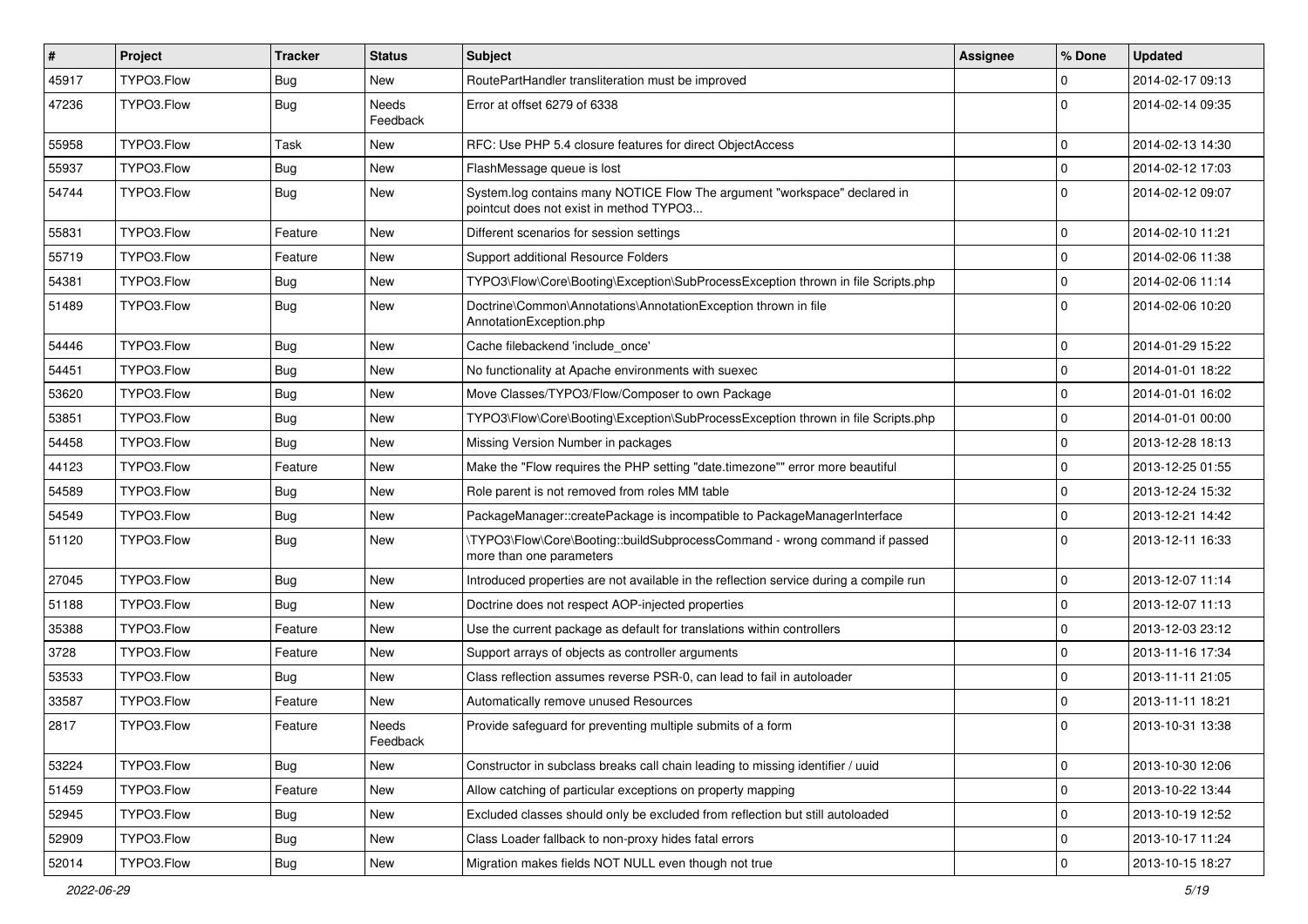| # | Project | Tracker | Status | Subject | Assignee | % Done | Updated |
|---|---|---|---|---|---|---|---|
| 45917 | TYPO3.Flow | Bug | New | RoutePartHandler transliteration must be improved | | 0 | 2014-02-17 09:13 |
| 47236 | TYPO3.Flow | Bug | Needs Feedback | Error at offset 6279 of 6338 | | 0 | 2014-02-14 09:35 |
| 55958 | TYPO3.Flow | Task | New | RFC: Use PHP 5.4 closure features for direct ObjectAccess | | 0 | 2014-02-13 14:30 |
| 55937 | TYPO3.Flow | Bug | New | FlashMessage queue is lost | | 0 | 2014-02-12 17:03 |
| 54744 | TYPO3.Flow | Bug | New | System.log contains many NOTICE Flow The argument "workspace" declared in pointcut does not exist in method TYPO3... | | 0 | 2014-02-12 09:07 |
| 55831 | TYPO3.Flow | Feature | New | Different scenarios for session settings | | 0 | 2014-02-10 11:21 |
| 55719 | TYPO3.Flow | Feature | New | Support additional Resource Folders | | 0 | 2014-02-06 11:38 |
| 54381 | TYPO3.Flow | Bug | New | TYPO3\Flow\Core\Booting\Exception\SubProcessException thrown in file Scripts.php | | 0 | 2014-02-06 11:14 |
| 51489 | TYPO3.Flow | Bug | New | Doctrine\Common\Annotations\AnnotationException thrown in file AnnotationException.php | | 0 | 2014-02-06 10:20 |
| 54446 | TYPO3.Flow | Bug | New | Cache filebackend 'include_once' | | 0 | 2014-01-29 15:22 |
| 54451 | TYPO3.Flow | Bug | New | No functionality at Apache environments with suexec | | 0 | 2014-01-01 18:22 |
| 53620 | TYPO3.Flow | Bug | New | Move Classes/TYPO3/Flow/Composer to own Package | | 0 | 2014-01-01 16:02 |
| 53851 | TYPO3.Flow | Bug | New | TYPO3\Flow\Core\Booting\Exception\SubProcessException thrown in file Scripts.php | | 0 | 2014-01-01 00:00 |
| 54458 | TYPO3.Flow | Bug | New | Missing Version Number in packages | | 0 | 2013-12-28 18:13 |
| 44123 | TYPO3.Flow | Feature | New | Make the "Flow requires the PHP setting "date.timezone"" error more beautiful | | 0 | 2013-12-25 01:55 |
| 54589 | TYPO3.Flow | Bug | New | Role parent is not removed from roles MM table | | 0 | 2013-12-24 15:32 |
| 54549 | TYPO3.Flow | Bug | New | PackageManager::createPackage is incompatible to PackageManagerInterface | | 0 | 2013-12-21 14:42 |
| 51120 | TYPO3.Flow | Bug | New | \TYPO3\Flow\Core\Booting::buildSubprocessCommand - wrong command if passed more than one parameters | | 0 | 2013-12-11 16:33 |
| 27045 | TYPO3.Flow | Bug | New | Introduced properties are not available in the reflection service during a compile run | | 0 | 2013-12-07 11:14 |
| 51188 | TYPO3.Flow | Bug | New | Doctrine does not respect AOP-injected properties | | 0 | 2013-12-07 11:13 |
| 35388 | TYPO3.Flow | Feature | New | Use the current package as default for translations within controllers | | 0 | 2013-12-03 23:12 |
| 3728 | TYPO3.Flow | Feature | New | Support arrays of objects as controller arguments | | 0 | 2013-11-16 17:34 |
| 53533 | TYPO3.Flow | Bug | New | Class reflection assumes reverse PSR-0, can lead to fail in autoloader | | 0 | 2013-11-11 21:05 |
| 33587 | TYPO3.Flow | Feature | New | Automatically remove unused Resources | | 0 | 2013-11-11 18:21 |
| 2817 | TYPO3.Flow | Feature | Needs Feedback | Provide safeguard for preventing multiple submits of a form | | 0 | 2013-10-31 13:38 |
| 53224 | TYPO3.Flow | Bug | New | Constructor in subclass breaks call chain leading to missing identifier / uuid | | 0 | 2013-10-30 12:06 |
| 51459 | TYPO3.Flow | Feature | New | Allow catching of particular exceptions on property mapping | | 0 | 2013-10-22 13:44 |
| 52945 | TYPO3.Flow | Bug | New | Excluded classes should only be excluded from reflection but still autoloaded | | 0 | 2013-10-19 12:52 |
| 52909 | TYPO3.Flow | Bug | New | Class Loader fallback to non-proxy hides fatal errors | | 0 | 2013-10-17 11:24 |
| 52014 | TYPO3.Flow | Bug | New | Migration makes fields NOT NULL even though not true | | 0 | 2013-10-15 18:27 |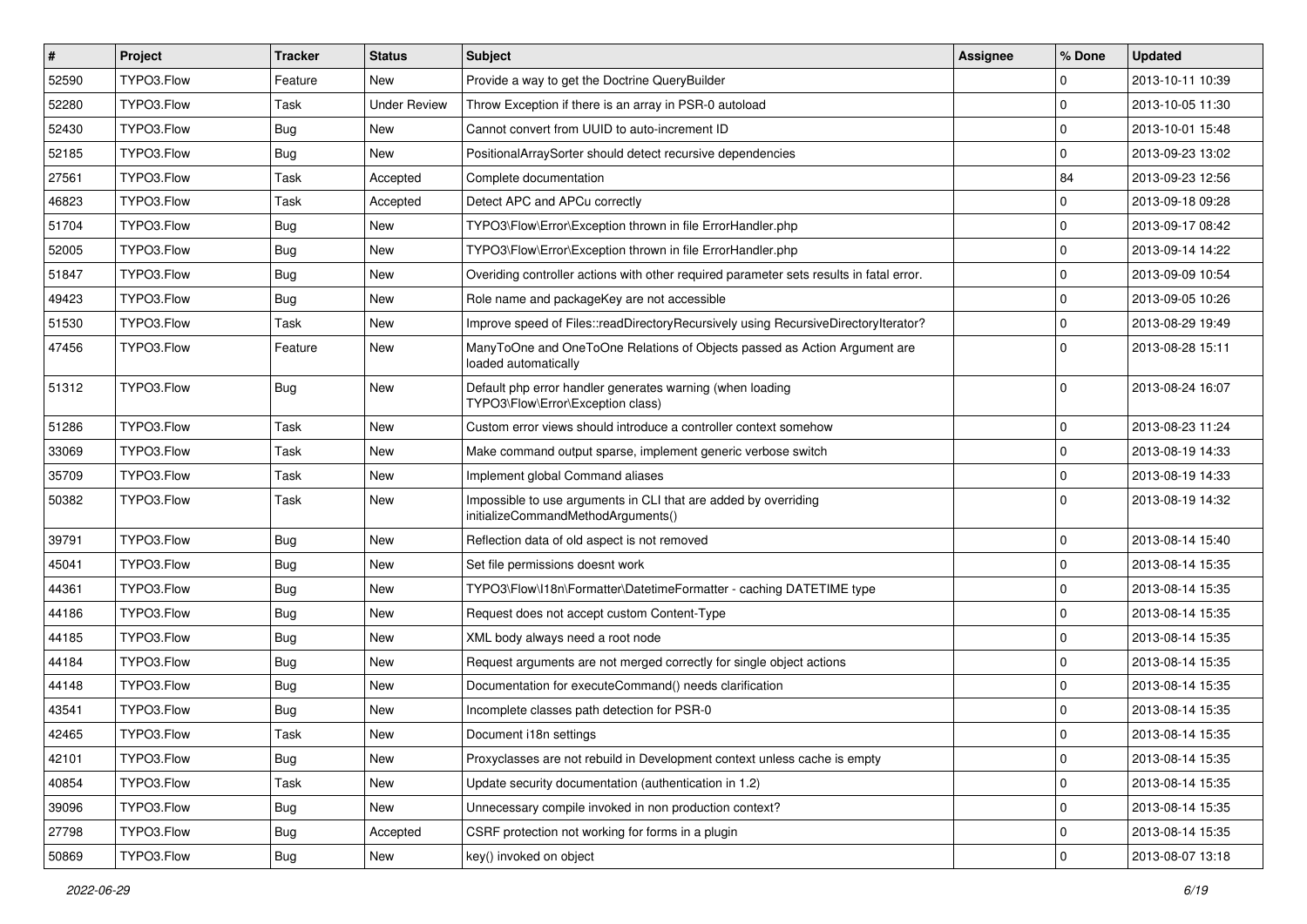| # | Project | Tracker | Status | Subject | Assignee | % Done | Updated |
|---|---|---|---|---|---|---|---|
| 52590 | TYPO3.Flow | Feature | New | Provide a way to get the Doctrine QueryBuilder | | 0 | 2013-10-11 10:39 |
| 52280 | TYPO3.Flow | Task | Under Review | Throw Exception if there is an array in PSR-0 autoload | | 0 | 2013-10-05 11:30 |
| 52430 | TYPO3.Flow | Bug | New | Cannot convert from UUID to auto-increment ID | | 0 | 2013-10-01 15:48 |
| 52185 | TYPO3.Flow | Bug | New | PositionalArraySorter should detect recursive dependencies | | 0 | 2013-09-23 13:02 |
| 27561 | TYPO3.Flow | Task | Accepted | Complete documentation | | 84 | 2013-09-23 12:56 |
| 46823 | TYPO3.Flow | Task | Accepted | Detect APC and APCu correctly | | 0 | 2013-09-18 09:28 |
| 51704 | TYPO3.Flow | Bug | New | TYPO3\Flow\Error\Exception thrown in file ErrorHandler.php | | 0 | 2013-09-17 08:42 |
| 52005 | TYPO3.Flow | Bug | New | TYPO3\Flow\Error\Exception thrown in file ErrorHandler.php | | 0 | 2013-09-14 14:22 |
| 51847 | TYPO3.Flow | Bug | New | Overiding controller actions with other required parameter sets results in fatal error. | | 0 | 2013-09-09 10:54 |
| 49423 | TYPO3.Flow | Bug | New | Role name and packageKey are not accessible | | 0 | 2013-09-05 10:26 |
| 51530 | TYPO3.Flow | Task | New | Improve speed of Files::readDirectoryRecursively using RecursiveDirectoryIterator? | | 0 | 2013-08-29 19:49 |
| 47456 | TYPO3.Flow | Feature | New | ManyToOne and OneToOne Relations of Objects passed as Action Argument are loaded automatically | | 0 | 2013-08-28 15:11 |
| 51312 | TYPO3.Flow | Bug | New | Default php error handler generates warning (when loading TYPO3\Flow\Error\Exception class) | | 0 | 2013-08-24 16:07 |
| 51286 | TYPO3.Flow | Task | New | Custom error views should introduce a controller context somehow | | 0 | 2013-08-23 11:24 |
| 33069 | TYPO3.Flow | Task | New | Make command output sparse, implement generic verbose switch | | 0 | 2013-08-19 14:33 |
| 35709 | TYPO3.Flow | Task | New | Implement global Command aliases | | 0 | 2013-08-19 14:33 |
| 50382 | TYPO3.Flow | Task | New | Impossible to use arguments in CLI that are added by overriding initializeCommandMethodArguments() | | 0 | 2013-08-19 14:32 |
| 39791 | TYPO3.Flow | Bug | New | Reflection data of old aspect is not removed | | 0 | 2013-08-14 15:40 |
| 45041 | TYPO3.Flow | Bug | New | Set file permissions doesnt work | | 0 | 2013-08-14 15:35 |
| 44361 | TYPO3.Flow | Bug | New | TYPO3\Flow\I18n\Formatter\DatetimeFormatter - caching DATETIME type | | 0 | 2013-08-14 15:35 |
| 44186 | TYPO3.Flow | Bug | New | Request does not accept custom Content-Type | | 0 | 2013-08-14 15:35 |
| 44185 | TYPO3.Flow | Bug | New | XML body always need a root node | | 0 | 2013-08-14 15:35 |
| 44184 | TYPO3.Flow | Bug | New | Request arguments are not merged correctly for single object actions | | 0 | 2013-08-14 15:35 |
| 44148 | TYPO3.Flow | Bug | New | Documentation for executeCommand() needs clarification | | 0 | 2013-08-14 15:35 |
| 43541 | TYPO3.Flow | Bug | New | Incomplete classes path detection for PSR-0 | | 0 | 2013-08-14 15:35 |
| 42465 | TYPO3.Flow | Task | New | Document i18n settings | | 0 | 2013-08-14 15:35 |
| 42101 | TYPO3.Flow | Bug | New | Proxyclasses are not rebuild in Development context unless cache is empty | | 0 | 2013-08-14 15:35 |
| 40854 | TYPO3.Flow | Task | New | Update security documentation (authentication in 1.2) | | 0 | 2013-08-14 15:35 |
| 39096 | TYPO3.Flow | Bug | New | Unnecessary compile invoked in non production context? | | 0 | 2013-08-14 15:35 |
| 27798 | TYPO3.Flow | Bug | Accepted | CSRF protection not working for forms in a plugin | | 0 | 2013-08-14 15:35 |
| 50869 | TYPO3.Flow | Bug | New | key() invoked on object | | 0 | 2013-08-07 13:18 |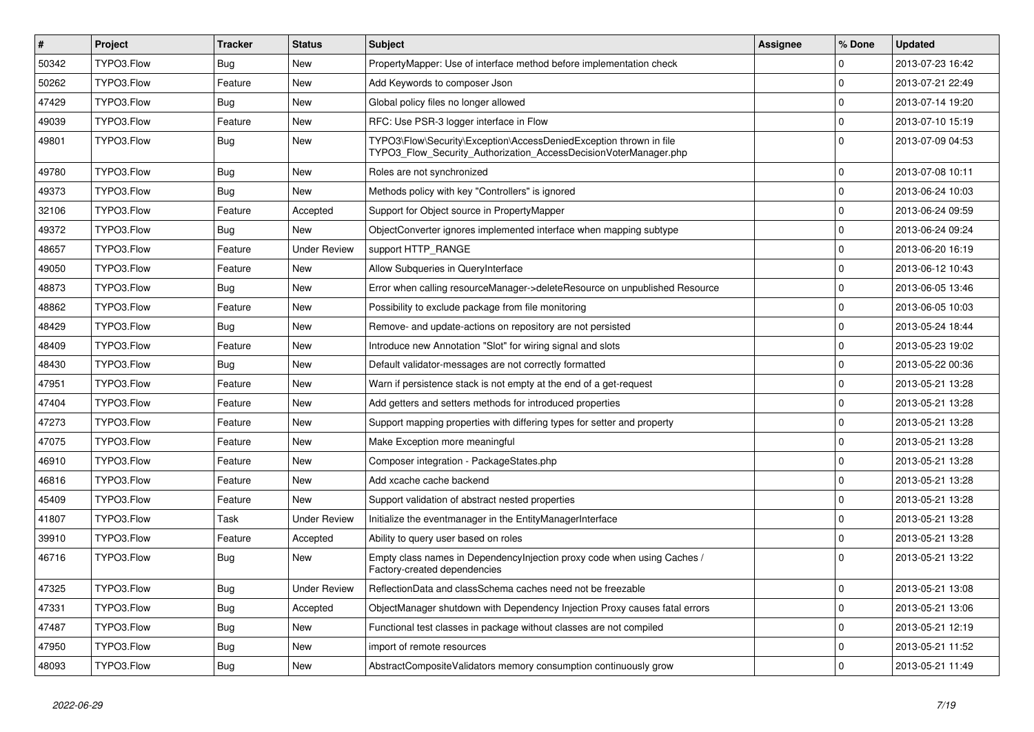| # | Project | Tracker | Status | Subject | Assignee | % Done | Updated |
|---|---|---|---|---|---|---|---|
| 50342 | TYPO3.Flow | Bug | New | PropertyMapper: Use of interface method before implementation check | | 0 | 2013-07-23 16:42 |
| 50262 | TYPO3.Flow | Feature | New | Add Keywords to composer Json | | 0 | 2013-07-21 22:49 |
| 47429 | TYPO3.Flow | Bug | New | Global policy files no longer allowed | | 0 | 2013-07-14 19:20 |
| 49039 | TYPO3.Flow | Feature | New | RFC: Use PSR-3 logger interface in Flow | | 0 | 2013-07-10 15:19 |
| 49801 | TYPO3.Flow | Bug | New | TYPO3\Flow\Security\Exception\AccessDeniedException thrown in file TYPO3_Flow_Security_Authorization_AccessDecisionVoterManager.php | | 0 | 2013-07-09 04:53 |
| 49780 | TYPO3.Flow | Bug | New | Roles are not synchronized | | 0 | 2013-07-08 10:11 |
| 49373 | TYPO3.Flow | Bug | New | Methods policy with key "Controllers" is ignored | | 0 | 2013-06-24 10:03 |
| 32106 | TYPO3.Flow | Feature | Accepted | Support for Object source in PropertyMapper | | 0 | 2013-06-24 09:59 |
| 49372 | TYPO3.Flow | Bug | New | ObjectConverter ignores implemented interface when mapping subtype | | 0 | 2013-06-24 09:24 |
| 48657 | TYPO3.Flow | Feature | Under Review | support HTTP_RANGE | | 0 | 2013-06-20 16:19 |
| 49050 | TYPO3.Flow | Feature | New | Allow Subqueries in QueryInterface | | 0 | 2013-06-12 10:43 |
| 48873 | TYPO3.Flow | Bug | New | Error when calling resourceManager->deleteResource on unpublished Resource | | 0 | 2013-06-05 13:46 |
| 48862 | TYPO3.Flow | Feature | New | Possibility to exclude package from file monitoring | | 0 | 2013-06-05 10:03 |
| 48429 | TYPO3.Flow | Bug | New | Remove- and update-actions on repository are not persisted | | 0 | 2013-05-24 18:44 |
| 48409 | TYPO3.Flow | Feature | New | Introduce new Annotation "Slot" for wiring signal and slots | | 0 | 2013-05-23 19:02 |
| 48430 | TYPO3.Flow | Bug | New | Default validator-messages are not correctly formatted | | 0 | 2013-05-22 00:36 |
| 47951 | TYPO3.Flow | Feature | New | Warn if persistence stack is not empty at the end of a get-request | | 0 | 2013-05-21 13:28 |
| 47404 | TYPO3.Flow | Feature | New | Add getters and setters methods for introduced properties | | 0 | 2013-05-21 13:28 |
| 47273 | TYPO3.Flow | Feature | New | Support mapping properties with differing types for setter and property | | 0 | 2013-05-21 13:28 |
| 47075 | TYPO3.Flow | Feature | New | Make Exception more meaningful | | 0 | 2013-05-21 13:28 |
| 46910 | TYPO3.Flow | Feature | New | Composer integration - PackageStates.php | | 0 | 2013-05-21 13:28 |
| 46816 | TYPO3.Flow | Feature | New | Add xcache cache backend | | 0 | 2013-05-21 13:28 |
| 45409 | TYPO3.Flow | Feature | New | Support validation of abstract nested properties | | 0 | 2013-05-21 13:28 |
| 41807 | TYPO3.Flow | Task | Under Review | Initialize the eventmanager in the EntityManagerInterface | | 0 | 2013-05-21 13:28 |
| 39910 | TYPO3.Flow | Feature | Accepted | Ability to query user based on roles | | 0 | 2013-05-21 13:28 |
| 46716 | TYPO3.Flow | Bug | New | Empty class names in DependencyInjection proxy code when using Caches / Factory-created dependencies | | 0 | 2013-05-21 13:22 |
| 47325 | TYPO3.Flow | Bug | Under Review | ReflectionData and classSchema caches need not be freezable | | 0 | 2013-05-21 13:08 |
| 47331 | TYPO3.Flow | Bug | Accepted | ObjectManager shutdown with Dependency Injection Proxy causes fatal errors | | 0 | 2013-05-21 13:06 |
| 47487 | TYPO3.Flow | Bug | New | Functional test classes in package without classes are not compiled | | 0 | 2013-05-21 12:19 |
| 47950 | TYPO3.Flow | Bug | New | import of remote resources | | 0 | 2013-05-21 11:52 |
| 48093 | TYPO3.Flow | Bug | New | AbstractCompositeValidators memory consumption continuously grow | | 0 | 2013-05-21 11:49 |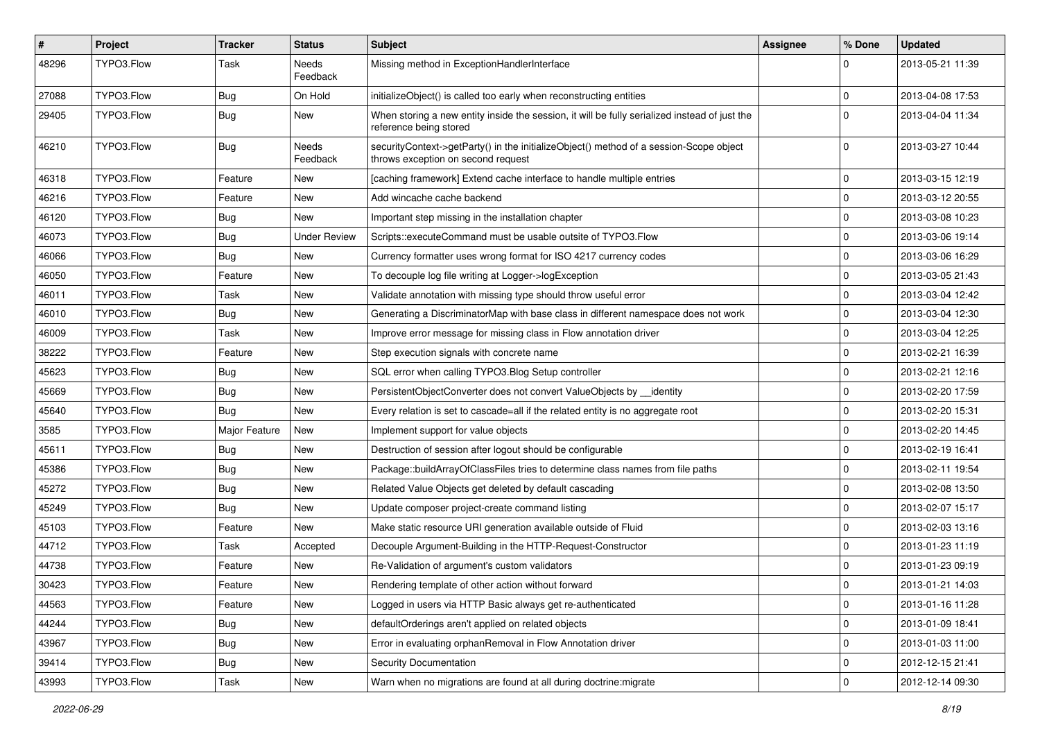| # | Project | Tracker | Status | Subject | Assignee | % Done | Updated |
|---|---|---|---|---|---|---|---|
| 48296 | TYPO3.Flow | Task | Needs Feedback | Missing method in ExceptionHandlerInterface | | 0 | 2013-05-21 11:39 |
| 27088 | TYPO3.Flow | Bug | On Hold | initializeObject() is called too early when reconstructing entities | | 0 | 2013-04-08 17:53 |
| 29405 | TYPO3.Flow | Bug | New | When storing a new entity inside the session, it will be fully serialized instead of just the reference being stored | | 0 | 2013-04-04 11:34 |
| 46210 | TYPO3.Flow | Bug | Needs Feedback | securityContext->getParty() in the initializeObject() method of a session-Scope object throws exception on second request | | 0 | 2013-03-27 10:44 |
| 46318 | TYPO3.Flow | Feature | New | [caching framework] Extend cache interface to handle multiple entries | | 0 | 2013-03-15 12:19 |
| 46216 | TYPO3.Flow | Feature | New | Add wincache cache backend | | 0 | 2013-03-12 20:55 |
| 46120 | TYPO3.Flow | Bug | New | Important step missing in the installation chapter | | 0 | 2013-03-08 10:23 |
| 46073 | TYPO3.Flow | Bug | Under Review | Scripts::executeCommand must be usable outsite of TYPO3.Flow | | 0 | 2013-03-06 19:14 |
| 46066 | TYPO3.Flow | Bug | New | Currency formatter uses wrong format for ISO 4217 currency codes | | 0 | 2013-03-06 16:29 |
| 46050 | TYPO3.Flow | Feature | New | To decouple log file writing at Logger->logException | | 0 | 2013-03-05 21:43 |
| 46011 | TYPO3.Flow | Task | New | Validate annotation with missing type should throw useful error | | 0 | 2013-03-04 12:42 |
| 46010 | TYPO3.Flow | Bug | New | Generating a DiscriminatorMap with base class in different namespace does not work | | 0 | 2013-03-04 12:30 |
| 46009 | TYPO3.Flow | Task | New | Improve error message for missing class in Flow annotation driver | | 0 | 2013-03-04 12:25 |
| 38222 | TYPO3.Flow | Feature | New | Step execution signals with concrete name | | 0 | 2013-02-21 16:39 |
| 45623 | TYPO3.Flow | Bug | New | SQL error when calling TYPO3.Blog Setup controller | | 0 | 2013-02-21 12:16 |
| 45669 | TYPO3.Flow | Bug | New | PersistentObjectConverter does not convert ValueObjects by __identity | | 0 | 2013-02-20 17:59 |
| 45640 | TYPO3.Flow | Bug | New | Every relation is set to cascade=all if the related entity is no aggregate root | | 0 | 2013-02-20 15:31 |
| 3585 | TYPO3.Flow | Major Feature | New | Implement support for value objects | | 0 | 2013-02-20 14:45 |
| 45611 | TYPO3.Flow | Bug | New | Destruction of session after logout should be configurable | | 0 | 2013-02-19 16:41 |
| 45386 | TYPO3.Flow | Bug | New | Package::buildArrayOfClassFiles tries to determine class names from file paths | | 0 | 2013-02-11 19:54 |
| 45272 | TYPO3.Flow | Bug | New | Related Value Objects get deleted by default cascading | | 0 | 2013-02-08 13:50 |
| 45249 | TYPO3.Flow | Bug | New | Update composer project-create command listing | | 0 | 2013-02-07 15:17 |
| 45103 | TYPO3.Flow | Feature | New | Make static resource URI generation available outside of Fluid | | 0 | 2013-02-03 13:16 |
| 44712 | TYPO3.Flow | Task | Accepted | Decouple Argument-Building in the HTTP-Request-Constructor | | 0 | 2013-01-23 11:19 |
| 44738 | TYPO3.Flow | Feature | New | Re-Validation of argument's custom validators | | 0 | 2013-01-23 09:19 |
| 30423 | TYPO3.Flow | Feature | New | Rendering template of other action without forward | | 0 | 2013-01-21 14:03 |
| 44563 | TYPO3.Flow | Feature | New | Logged in users via HTTP Basic always get re-authenticated | | 0 | 2013-01-16 11:28 |
| 44244 | TYPO3.Flow | Bug | New | defaultOrderings aren't applied on related objects | | 0 | 2013-01-09 18:41 |
| 43967 | TYPO3.Flow | Bug | New | Error in evaluating orphanRemoval in Flow Annotation driver | | 0 | 2013-01-03 11:00 |
| 39414 | TYPO3.Flow | Bug | New | Security Documentation | | 0 | 2012-12-15 21:41 |
| 43993 | TYPO3.Flow | Task | New | Warn when no migrations are found at all during doctrine:migrate | | 0 | 2012-12-14 09:30 |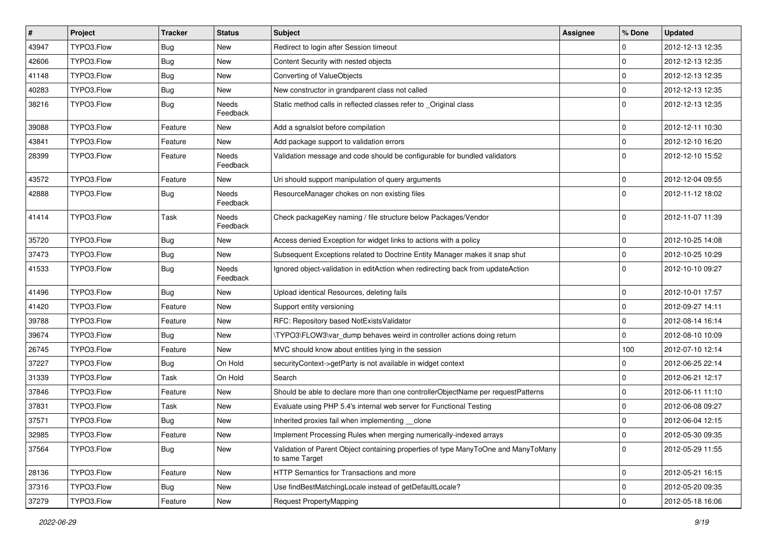| # | Project | Tracker | Status | Subject | Assignee | % Done | Updated |
|---|---|---|---|---|---|---|---|
| 43947 | TYPO3.Flow | Bug | New | Redirect to login after Session timeout | | 0 | 2012-12-13 12:35 |
| 42606 | TYPO3.Flow | Bug | New | Content Security with nested objects | | 0 | 2012-12-13 12:35 |
| 41148 | TYPO3.Flow | Bug | New | Converting of ValueObjects | | 0 | 2012-12-13 12:35 |
| 40283 | TYPO3.Flow | Bug | New | New constructor in grandparent class not called | | 0 | 2012-12-13 12:35 |
| 38216 | TYPO3.Flow | Bug | Needs Feedback | Static method calls in reflected classes refer to _Original class | | 0 | 2012-12-13 12:35 |
| 39088 | TYPO3.Flow | Feature | New | Add a sgnalslot before compilation | | 0 | 2012-12-11 10:30 |
| 43841 | TYPO3.Flow | Feature | New | Add package support to validation errors | | 0 | 2012-12-10 16:20 |
| 28399 | TYPO3.Flow | Feature | Needs Feedback | Validation message and code should be configurable for bundled validators | | 0 | 2012-12-10 15:52 |
| 43572 | TYPO3.Flow | Feature | New | Uri should support manipulation of query arguments | | 0 | 2012-12-04 09:55 |
| 42888 | TYPO3.Flow | Bug | Needs Feedback | ResourceManager chokes on non existing files | | 0 | 2012-11-12 18:02 |
| 41414 | TYPO3.Flow | Task | Needs Feedback | Check packageKey naming / file structure below Packages/Vendor | | 0 | 2012-11-07 11:39 |
| 35720 | TYPO3.Flow | Bug | New | Access denied Exception for widget links to actions with a policy | | 0 | 2012-10-25 14:08 |
| 37473 | TYPO3.Flow | Bug | New | Subsequent Exceptions related to Doctrine Entity Manager makes it snap shut | | 0 | 2012-10-25 10:29 |
| 41533 | TYPO3.Flow | Bug | Needs Feedback | Ignored object-validation in editAction when redirecting back from updateAction | | 0 | 2012-10-10 09:27 |
| 41496 | TYPO3.Flow | Bug | New | Upload identical Resources, deleting fails | | 0 | 2012-10-01 17:57 |
| 41420 | TYPO3.Flow | Feature | New | Support entity versioning | | 0 | 2012-09-27 14:11 |
| 39788 | TYPO3.Flow | Feature | New | RFC: Repository based NotExistsValidator | | 0 | 2012-08-14 16:14 |
| 39674 | TYPO3.Flow | Bug | New | \TYPO3\FLOW3\var_dump behaves weird in controller actions doing return | | 0 | 2012-08-10 10:09 |
| 26745 | TYPO3.Flow | Feature | New | MVC should know about entities lying in the session | | 100 | 2012-07-10 12:14 |
| 37227 | TYPO3.Flow | Bug | On Hold | securityContext->getParty is not available in widget context | | 0 | 2012-06-25 22:14 |
| 31339 | TYPO3.Flow | Task | On Hold | Search | | 0 | 2012-06-21 12:17 |
| 37846 | TYPO3.Flow | Feature | New | Should be able to declare more than one controllerObjectName per requestPatterns | | 0 | 2012-06-11 11:10 |
| 37831 | TYPO3.Flow | Task | New | Evaluate using PHP 5.4's internal web server for Functional Testing | | 0 | 2012-06-08 09:27 |
| 37571 | TYPO3.Flow | Bug | New | Inherited proxies fail when implementing __clone | | 0 | 2012-06-04 12:15 |
| 32985 | TYPO3.Flow | Feature | New | Implement Processing Rules when merging numerically-indexed arrays | | 0 | 2012-05-30 09:35 |
| 37564 | TYPO3.Flow | Bug | New | Validation of Parent Object containing properties of type ManyToOne and ManyToMany to same Target | | 0 | 2012-05-29 11:55 |
| 28136 | TYPO3.Flow | Feature | New | HTTP Semantics for Transactions and more | | 0 | 2012-05-21 16:15 |
| 37316 | TYPO3.Flow | Bug | New | Use findBestMatchingLocale instead of getDefaultLocale? | | 0 | 2012-05-20 09:35 |
| 37279 | TYPO3.Flow | Feature | New | Request PropertyMapping | | 0 | 2012-05-18 16:06 |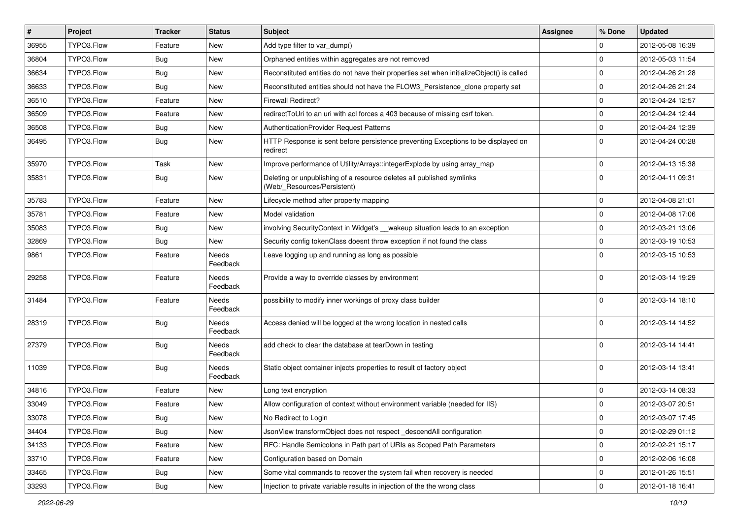| # | Project | Tracker | Status | Subject | Assignee | % Done | Updated |
| --- | --- | --- | --- | --- | --- | --- | --- |
| 36955 | TYPO3.Flow | Feature | New | Add type filter to var_dump() | | 0 | 2012-05-08 16:39 |
| 36804 | TYPO3.Flow | Bug | New | Orphaned entities within aggregates are not removed | | 0 | 2012-05-03 11:54 |
| 36634 | TYPO3.Flow | Bug | New | Reconstituted entities do not have their properties set when initializeObject() is called | | 0 | 2012-04-26 21:28 |
| 36633 | TYPO3.Flow | Bug | New | Reconstituted entities should not have the FLOW3_Persistence_clone property set | | 0 | 2012-04-26 21:24 |
| 36510 | TYPO3.Flow | Feature | New | Firewall Redirect? | | 0 | 2012-04-24 12:57 |
| 36509 | TYPO3.Flow | Feature | New | redirectToUri to an uri with acl forces a 403 because of missing csrf token. | | 0 | 2012-04-24 12:44 |
| 36508 | TYPO3.Flow | Bug | New | AuthenticationProvider Request Patterns | | 0 | 2012-04-24 12:39 |
| 36495 | TYPO3.Flow | Bug | New | HTTP Response is sent before persistence preventing Exceptions to be displayed on redirect | | 0 | 2012-04-24 00:28 |
| 35970 | TYPO3.Flow | Task | New | Improve performance of Utility/Arrays::integerExplode by using array_map | | 0 | 2012-04-13 15:38 |
| 35831 | TYPO3.Flow | Bug | New | Deleting or unpublishing of a resource deletes all published symlinks (Web/_Resources/Persistent) | | 0 | 2012-04-11 09:31 |
| 35783 | TYPO3.Flow | Feature | New | Lifecycle method after property mapping | | 0 | 2012-04-08 21:01 |
| 35781 | TYPO3.Flow | Feature | New | Model validation | | 0 | 2012-04-08 17:06 |
| 35083 | TYPO3.Flow | Bug | New | involving SecurityContext in Widget's __wakeup situation leads to an exception | | 0 | 2012-03-21 13:06 |
| 32869 | TYPO3.Flow | Bug | New | Security config tokenClass doesnt throw exception if not found the class | | 0 | 2012-03-19 10:53 |
| 9861 | TYPO3.Flow | Feature | Needs Feedback | Leave logging up and running as long as possible | | 0 | 2012-03-15 10:53 |
| 29258 | TYPO3.Flow | Feature | Needs Feedback | Provide a way to override classes by environment | | 0 | 2012-03-14 19:29 |
| 31484 | TYPO3.Flow | Feature | Needs Feedback | possibility to modify inner workings of proxy class builder | | 0 | 2012-03-14 18:10 |
| 28319 | TYPO3.Flow | Bug | Needs Feedback | Access denied will be logged at the wrong location in nested calls | | 0 | 2012-03-14 14:52 |
| 27379 | TYPO3.Flow | Bug | Needs Feedback | add check to clear the database at tearDown in testing | | 0 | 2012-03-14 14:41 |
| 11039 | TYPO3.Flow | Bug | Needs Feedback | Static object container injects properties to result of factory object | | 0 | 2012-03-14 13:41 |
| 34816 | TYPO3.Flow | Feature | New | Long text encryption | | 0 | 2012-03-14 08:33 |
| 33049 | TYPO3.Flow | Feature | New | Allow configuration of context without environment variable (needed for IIS) | | 0 | 2012-03-07 20:51 |
| 33078 | TYPO3.Flow | Bug | New | No Redirect to Login | | 0 | 2012-03-07 17:45 |
| 34404 | TYPO3.Flow | Bug | New | JsonView transformObject does not respect _descendAll configuration | | 0 | 2012-02-29 01:12 |
| 34133 | TYPO3.Flow | Feature | New | RFC: Handle Semicolons in Path part of URIs as Scoped Path Parameters | | 0 | 2012-02-21 15:17 |
| 33710 | TYPO3.Flow | Feature | New | Configuration based on Domain | | 0 | 2012-02-06 16:08 |
| 33465 | TYPO3.Flow | Bug | New | Some vital commands to recover the system fail when recovery is needed | | 0 | 2012-01-26 15:51 |
| 33293 | TYPO3.Flow | Bug | New | Injection to private variable results in injection of the the wrong class | | 0 | 2012-01-18 16:41 |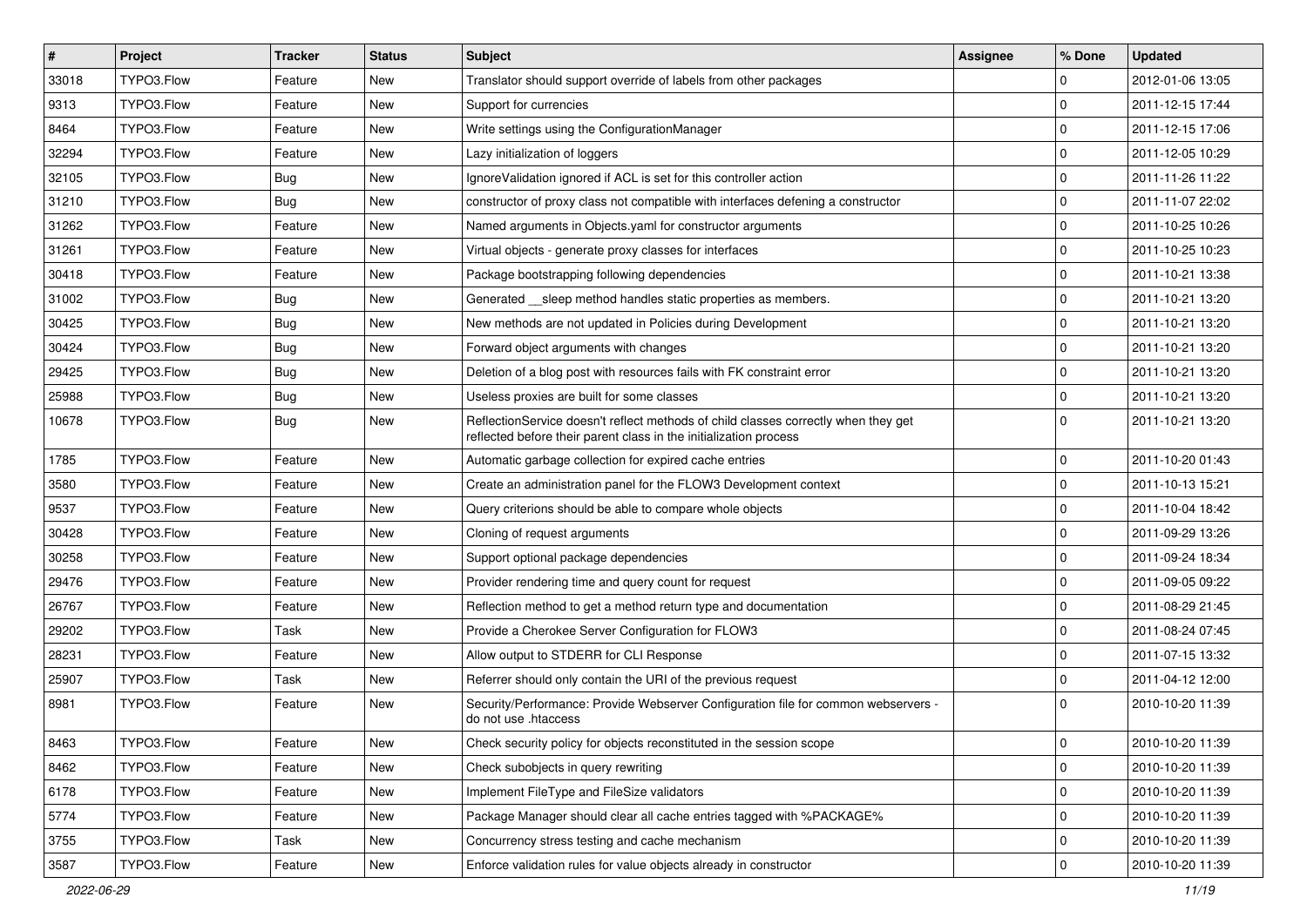| # | Project | Tracker | Status | Subject | Assignee | % Done | Updated |
|---|---|---|---|---|---|---|---|
| 33018 | TYPO3.Flow | Feature | New | Translator should support override of labels from other packages | | 0 | 2012-01-06 13:05 |
| 9313 | TYPO3.Flow | Feature | New | Support for currencies | | 0 | 2011-12-15 17:44 |
| 8464 | TYPO3.Flow | Feature | New | Write settings using the ConfigurationManager | | 0 | 2011-12-15 17:06 |
| 32294 | TYPO3.Flow | Feature | New | Lazy initialization of loggers | | 0 | 2011-12-05 10:29 |
| 32105 | TYPO3.Flow | Bug | New | IgnoreValidation ignored if ACL is set for this controller action | | 0 | 2011-11-26 11:22 |
| 31210 | TYPO3.Flow | Bug | New | constructor of proxy class not compatible with interfaces defening a constructor | | 0 | 2011-11-07 22:02 |
| 31262 | TYPO3.Flow | Feature | New | Named arguments in Objects.yaml for constructor arguments | | 0 | 2011-10-25 10:26 |
| 31261 | TYPO3.Flow | Feature | New | Virtual objects - generate proxy classes for interfaces | | 0 | 2011-10-25 10:23 |
| 30418 | TYPO3.Flow | Feature | New | Package bootstrapping following dependencies | | 0 | 2011-10-21 13:38 |
| 31002 | TYPO3.Flow | Bug | New | Generated __sleep method handles static properties as members. | | 0 | 2011-10-21 13:20 |
| 30425 | TYPO3.Flow | Bug | New | New methods are not updated in Policies during Development | | 0 | 2011-10-21 13:20 |
| 30424 | TYPO3.Flow | Bug | New | Forward object arguments with changes | | 0 | 2011-10-21 13:20 |
| 29425 | TYPO3.Flow | Bug | New | Deletion of a blog post with resources fails with FK constraint error | | 0 | 2011-10-21 13:20 |
| 25988 | TYPO3.Flow | Bug | New | Useless proxies are built for some classes | | 0 | 2011-10-21 13:20 |
| 10678 | TYPO3.Flow | Bug | New | ReflectionService doesn't reflect methods of child classes correctly when they get reflected before their parent class in the initialization process | | 0 | 2011-10-21 13:20 |
| 1785 | TYPO3.Flow | Feature | New | Automatic garbage collection for expired cache entries | | 0 | 2011-10-20 01:43 |
| 3580 | TYPO3.Flow | Feature | New | Create an administration panel for the FLOW3 Development context | | 0 | 2011-10-13 15:21 |
| 9537 | TYPO3.Flow | Feature | New | Query criterions should be able to compare whole objects | | 0 | 2011-10-04 18:42 |
| 30428 | TYPO3.Flow | Feature | New | Cloning of request arguments | | 0 | 2011-09-29 13:26 |
| 30258 | TYPO3.Flow | Feature | New | Support optional package dependencies | | 0 | 2011-09-24 18:34 |
| 29476 | TYPO3.Flow | Feature | New | Provider rendering time and query count for request | | 0 | 2011-09-05 09:22 |
| 26767 | TYPO3.Flow | Feature | New | Reflection method to get a method return type and documentation | | 0 | 2011-08-29 21:45 |
| 29202 | TYPO3.Flow | Task | New | Provide a Cherokee Server Configuration for FLOW3 | | 0 | 2011-08-24 07:45 |
| 28231 | TYPO3.Flow | Feature | New | Allow output to STDERR for CLI Response | | 0 | 2011-07-15 13:32 |
| 25907 | TYPO3.Flow | Task | New | Referrer should only contain the URI of the previous request | | 0 | 2011-04-12 12:00 |
| 8981 | TYPO3.Flow | Feature | New | Security/Performance: Provide Webserver Configuration file for common webservers - do not use .htaccess | | 0 | 2010-10-20 11:39 |
| 8463 | TYPO3.Flow | Feature | New | Check security policy for objects reconstituted in the session scope | | 0 | 2010-10-20 11:39 |
| 8462 | TYPO3.Flow | Feature | New | Check subobjects in query rewriting | | 0 | 2010-10-20 11:39 |
| 6178 | TYPO3.Flow | Feature | New | Implement FileType and FileSize validators | | 0 | 2010-10-20 11:39 |
| 5774 | TYPO3.Flow | Feature | New | Package Manager should clear all cache entries tagged with %PACKAGE% | | 0 | 2010-10-20 11:39 |
| 3755 | TYPO3.Flow | Task | New | Concurrency stress testing and cache mechanism | | 0 | 2010-10-20 11:39 |
| 3587 | TYPO3.Flow | Feature | New | Enforce validation rules for value objects already in constructor | | 0 | 2010-10-20 11:39 |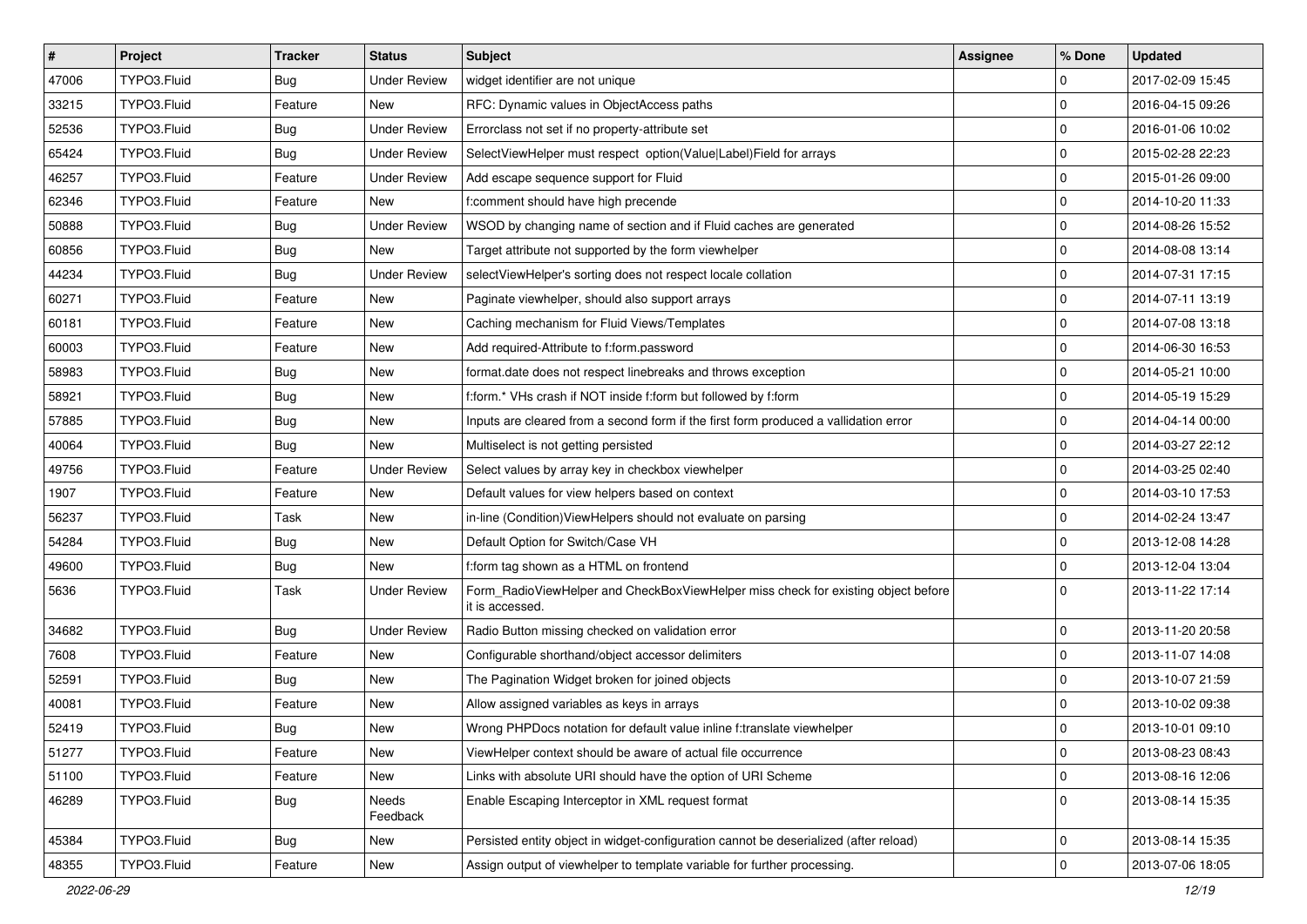| # | Project | Tracker | Status | Subject | Assignee | % Done | Updated |
|---|---|---|---|---|---|---|---|
| 47006 | TYPO3.Fluid | Bug | Under Review | widget identifier are not unique | | 0 | 2017-02-09 15:45 |
| 33215 | TYPO3.Fluid | Feature | New | RFC: Dynamic values in ObjectAccess paths | | 0 | 2016-04-15 09:26 |
| 52536 | TYPO3.Fluid | Bug | Under Review | Errorclass not set if no property-attribute set | | 0 | 2016-01-06 10:02 |
| 65424 | TYPO3.Fluid | Bug | Under Review | SelectViewHelper must respect option(Value\|Label)Field for arrays | | 0 | 2015-02-28 22:23 |
| 46257 | TYPO3.Fluid | Feature | Under Review | Add escape sequence support for Fluid | | 0 | 2015-01-26 09:00 |
| 62346 | TYPO3.Fluid | Feature | New | f:comment should have high precende | | 0 | 2014-10-20 11:33 |
| 50888 | TYPO3.Fluid | Bug | Under Review | WSOD by changing name of section and if Fluid caches are generated | | 0 | 2014-08-26 15:52 |
| 60856 | TYPO3.Fluid | Bug | New | Target attribute not supported by the form viewhelper | | 0 | 2014-08-08 13:14 |
| 44234 | TYPO3.Fluid | Bug | Under Review | selectViewHelper's sorting does not respect locale collation | | 0 | 2014-07-31 17:15 |
| 60271 | TYPO3.Fluid | Feature | New | Paginate viewhelper, should also support arrays | | 0 | 2014-07-11 13:19 |
| 60181 | TYPO3.Fluid | Feature | New | Caching mechanism for Fluid Views/Templates | | 0 | 2014-07-08 13:18 |
| 60003 | TYPO3.Fluid | Feature | New | Add required-Attribute to f:form.password | | 0 | 2014-06-30 16:53 |
| 58983 | TYPO3.Fluid | Bug | New | format.date does not respect linebreaks and throws exception | | 0 | 2014-05-21 10:00 |
| 58921 | TYPO3.Fluid | Bug | New | f:form.* VHs crash if NOT inside f:form but followed by f:form | | 0 | 2014-05-19 15:29 |
| 57885 | TYPO3.Fluid | Bug | New | Inputs are cleared from a second form if the first form produced a vallidation error | | 0 | 2014-04-14 00:00 |
| 40064 | TYPO3.Fluid | Bug | New | Multiselect is not getting persisted | | 0 | 2014-03-27 22:12 |
| 49756 | TYPO3.Fluid | Feature | Under Review | Select values by array key in checkbox viewhelper | | 0 | 2014-03-25 02:40 |
| 1907 | TYPO3.Fluid | Feature | New | Default values for view helpers based on context | | 0 | 2014-03-10 17:53 |
| 56237 | TYPO3.Fluid | Task | New | in-line (Condition)ViewHelpers should not evaluate on parsing | | 0 | 2014-02-24 13:47 |
| 54284 | TYPO3.Fluid | Bug | New | Default Option for Switch/Case VH | | 0 | 2013-12-08 14:28 |
| 49600 | TYPO3.Fluid | Bug | New | f:form tag shown as a HTML on frontend | | 0 | 2013-12-04 13:04 |
| 5636 | TYPO3.Fluid | Task | Under Review | Form_RadioViewHelper and CheckBoxViewHelper miss check for existing object before it is accessed. | | 0 | 2013-11-22 17:14 |
| 34682 | TYPO3.Fluid | Bug | Under Review | Radio Button missing checked on validation error | | 0 | 2013-11-20 20:58 |
| 7608 | TYPO3.Fluid | Feature | New | Configurable shorthand/object accessor delimiters | | 0 | 2013-11-07 14:08 |
| 52591 | TYPO3.Fluid | Bug | New | The Pagination Widget broken for joined objects | | 0 | 2013-10-07 21:59 |
| 40081 | TYPO3.Fluid | Feature | New | Allow assigned variables as keys in arrays | | 0 | 2013-10-02 09:38 |
| 52419 | TYPO3.Fluid | Bug | New | Wrong PHPDocs notation for default value inline f:translate viewhelper | | 0 | 2013-10-01 09:10 |
| 51277 | TYPO3.Fluid | Feature | New | ViewHelper context should be aware of actual file occurrence | | 0 | 2013-08-23 08:43 |
| 51100 | TYPO3.Fluid | Feature | New | Links with absolute URI should have the option of URI Scheme | | 0 | 2013-08-16 12:06 |
| 46289 | TYPO3.Fluid | Bug | Needs Feedback | Enable Escaping Interceptor in XML request format | | 0 | 2013-08-14 15:35 |
| 45384 | TYPO3.Fluid | Bug | New | Persisted entity object in widget-configuration cannot be deserialized (after reload) | | 0 | 2013-08-14 15:35 |
| 48355 | TYPO3.Fluid | Feature | New | Assign output of viewhelper to template variable for further processing. | | 0 | 2013-07-06 18:05 |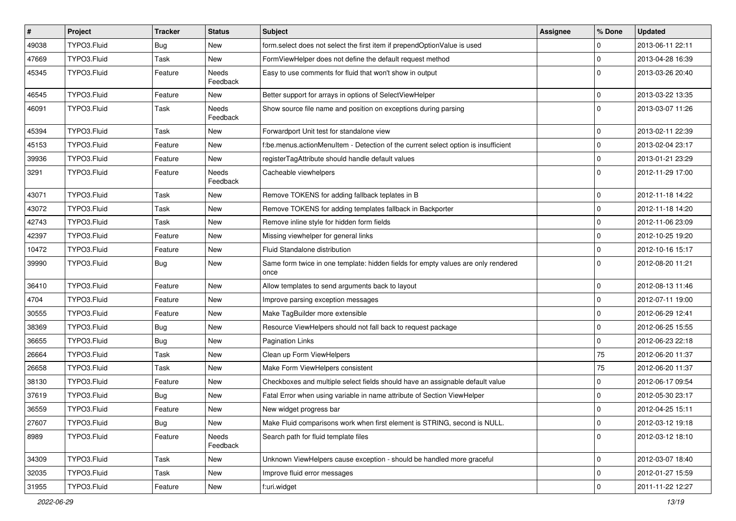| # | Project | Tracker | Status | Subject | Assignee | % Done | Updated |
|---|---|---|---|---|---|---|---|
| 49038 | TYPO3.Fluid | Bug | New | form.select does not select the first item if prependOptionValue is used | | 0 | 2013-06-11 22:11 |
| 47669 | TYPO3.Fluid | Task | New | FormViewHelper does not define the default request method | | 0 | 2013-04-28 16:39 |
| 45345 | TYPO3.Fluid | Feature | Needs Feedback | Easy to use comments for fluid that won't show in output | | 0 | 2013-03-26 20:40 |
| 46545 | TYPO3.Fluid | Feature | New | Better support for arrays in options of SelectViewHelper | | 0 | 2013-03-22 13:35 |
| 46091 | TYPO3.Fluid | Task | Needs Feedback | Show source file name and position on exceptions during parsing | | 0 | 2013-03-07 11:26 |
| 45394 | TYPO3.Fluid | Task | New | Forwardport Unit test for standalone view | | 0 | 2013-02-11 22:39 |
| 45153 | TYPO3.Fluid | Feature | New | f:be.menus.actionMenuItem - Detection of the current select option is insufficient | | 0 | 2013-02-04 23:17 |
| 39936 | TYPO3.Fluid | Feature | New | registerTagAttribute should handle default values | | 0 | 2013-01-21 23:29 |
| 3291 | TYPO3.Fluid | Feature | Needs Feedback | Cacheable viewhelpers | | 0 | 2012-11-29 17:00 |
| 43071 | TYPO3.Fluid | Task | New | Remove TOKENS for adding fallback teplates in B | | 0 | 2012-11-18 14:22 |
| 43072 | TYPO3.Fluid | Task | New | Remove TOKENS for adding templates fallback in Backporter | | 0 | 2012-11-18 14:20 |
| 42743 | TYPO3.Fluid | Task | New | Remove inline style for hidden form fields | | 0 | 2012-11-06 23:09 |
| 42397 | TYPO3.Fluid | Feature | New | Missing viewhelper for general links | | 0 | 2012-10-25 19:20 |
| 10472 | TYPO3.Fluid | Feature | New | Fluid Standalone distribution | | 0 | 2012-10-16 15:17 |
| 39990 | TYPO3.Fluid | Bug | New | Same form twice in one template: hidden fields for empty values are only rendered once | | 0 | 2012-08-20 11:21 |
| 36410 | TYPO3.Fluid | Feature | New | Allow templates to send arguments back to layout | | 0 | 2012-08-13 11:46 |
| 4704 | TYPO3.Fluid | Feature | New | Improve parsing exception messages | | 0 | 2012-07-11 19:00 |
| 30555 | TYPO3.Fluid | Feature | New | Make TagBuilder more extensible | | 0 | 2012-06-29 12:41 |
| 38369 | TYPO3.Fluid | Bug | New | Resource ViewHelpers should not fall back to request package | | 0 | 2012-06-25 15:55 |
| 36655 | TYPO3.Fluid | Bug | New | Pagination Links | | 0 | 2012-06-23 22:18 |
| 26664 | TYPO3.Fluid | Task | New | Clean up Form ViewHelpers | | 75 | 2012-06-20 11:37 |
| 26658 | TYPO3.Fluid | Task | New | Make Form ViewHelpers consistent | | 75 | 2012-06-20 11:37 |
| 38130 | TYPO3.Fluid | Feature | New | Checkboxes and multiple select fields should have an assignable default value | | 0 | 2012-06-17 09:54 |
| 37619 | TYPO3.Fluid | Bug | New | Fatal Error when using variable in name attribute of Section ViewHelper | | 0 | 2012-05-30 23:17 |
| 36559 | TYPO3.Fluid | Feature | New | New widget progress bar | | 0 | 2012-04-25 15:11 |
| 27607 | TYPO3.Fluid | Bug | New | Make Fluid comparisons work when first element is STRING, second is NULL. | | 0 | 2012-03-12 19:18 |
| 8989 | TYPO3.Fluid | Feature | Needs Feedback | Search path for fluid template files | | 0 | 2012-03-12 18:10 |
| 34309 | TYPO3.Fluid | Task | New | Unknown ViewHelpers cause exception - should be handled more graceful | | 0 | 2012-03-07 18:40 |
| 32035 | TYPO3.Fluid | Task | New | Improve fluid error messages | | 0 | 2012-01-27 15:59 |
| 31955 | TYPO3.Fluid | Feature | New | f:uri.widget | | 0 | 2011-11-22 12:27 |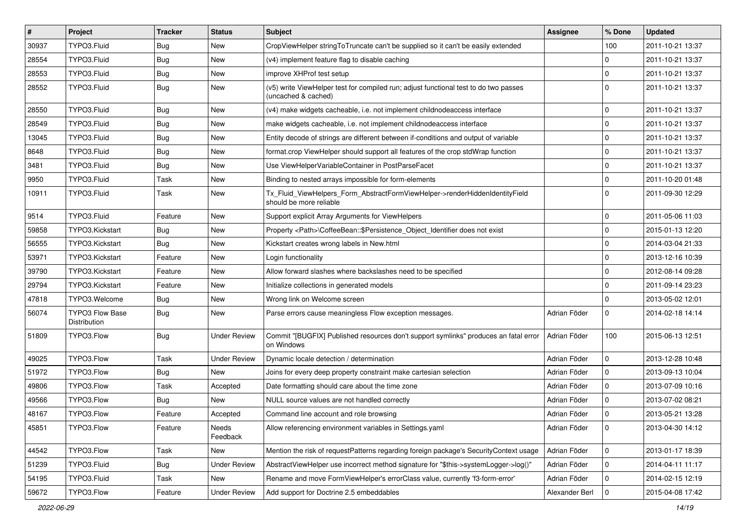| # | Project | Tracker | Status | Subject | Assignee | % Done | Updated |
|---|---|---|---|---|---|---|---|
| 30937 | TYPO3.Fluid | Bug | New | CropViewHelper stringToTruncate can't be supplied so it can't be easily extended | | 100 | 2011-10-21 13:37 |
| 28554 | TYPO3.Fluid | Bug | New | (v4) implement feature flag to disable caching | | 0 | 2011-10-21 13:37 |
| 28553 | TYPO3.Fluid | Bug | New | improve XHProf test setup | | 0 | 2011-10-21 13:37 |
| 28552 | TYPO3.Fluid | Bug | New | (v5) write ViewHelper test for compiled run; adjust functional test to do two passes (uncached & cached) | | 0 | 2011-10-21 13:37 |
| 28550 | TYPO3.Fluid | Bug | New | (v4) make widgets cacheable, i.e. not implement childnodeaccess interface | | 0 | 2011-10-21 13:37 |
| 28549 | TYPO3.Fluid | Bug | New | make widgets cacheable, i.e. not implement childnodeaccess interface | | 0 | 2011-10-21 13:37 |
| 13045 | TYPO3.Fluid | Bug | New | Entity decode of strings are different between if-conditions and output of variable | | 0 | 2011-10-21 13:37 |
| 8648 | TYPO3.Fluid | Bug | New | format.crop ViewHelper should support all features of the crop stdWrap function | | 0 | 2011-10-21 13:37 |
| 3481 | TYPO3.Fluid | Bug | New | Use ViewHelperVariableContainer in PostParseFacet | | 0 | 2011-10-21 13:37 |
| 9950 | TYPO3.Fluid | Task | New | Binding to nested arrays impossible for form-elements | | 0 | 2011-10-20 01:48 |
| 10911 | TYPO3.Fluid | Task | New | Tx_Fluid_ViewHelpers_Form_AbstractFormViewHelper->renderHiddenIdentityField should be more reliable | | 0 | 2011-09-30 12:29 |
| 9514 | TYPO3.Fluid | Feature | New | Support explicit Array Arguments for ViewHelpers | | 0 | 2011-05-06 11:03 |
| 59858 | TYPO3.Kickstart | Bug | New | Property <Path>\CoffeeBean::$Persistence_Object_Identifier does not exist | | 0 | 2015-01-13 12:20 |
| 56555 | TYPO3.Kickstart | Bug | New | Kickstart creates wrong labels in New.html | | 0 | 2014-03-04 21:33 |
| 53971 | TYPO3.Kickstart | Feature | New | Login functionality | | 0 | 2013-12-16 10:39 |
| 39790 | TYPO3.Kickstart | Feature | New | Allow forward slashes where backslashes need to be specified | | 0 | 2012-08-14 09:28 |
| 29794 | TYPO3.Kickstart | Feature | New | Initialize collections in generated models | | 0 | 2011-09-14 23:23 |
| 47818 | TYPO3.Welcome | Bug | New | Wrong link on Welcome screen | | 0 | 2013-05-02 12:01 |
| 56074 | TYPO3 Flow Base Distribution | Bug | New | Parse errors cause meaningless Flow exception messages. | Adrian Föder | 0 | 2014-02-18 14:14 |
| 51809 | TYPO3.Flow | Bug | Under Review | Commit "[BUGFIX] Published resources don't support symlinks" produces an fatal error on Windows | Adrian Föder | 100 | 2015-06-13 12:51 |
| 49025 | TYPO3.Flow | Task | Under Review | Dynamic locale detection / determination | Adrian Föder | 0 | 2013-12-28 10:48 |
| 51972 | TYPO3.Flow | Bug | New | Joins for every deep property constraint make cartesian selection | Adrian Föder | 0 | 2013-09-13 10:04 |
| 49806 | TYPO3.Flow | Task | Accepted | Date formatting should care about the time zone | Adrian Föder | 0 | 2013-07-09 10:16 |
| 49566 | TYPO3.Flow | Bug | New | NULL source values are not handled correctly | Adrian Föder | 0 | 2013-07-02 08:21 |
| 48167 | TYPO3.Flow | Feature | Accepted | Command line account and role browsing | Adrian Föder | 0 | 2013-05-21 13:28 |
| 45851 | TYPO3.Flow | Feature | Needs Feedback | Allow referencing environment variables in Settings.yaml | Adrian Föder | 0 | 2013-04-30 14:12 |
| 44542 | TYPO3.Flow | Task | New | Mention the risk of requestPatterns regarding foreign package's SecurityContext usage | Adrian Föder | 0 | 2013-01-17 18:39 |
| 51239 | TYPO3.Fluid | Bug | Under Review | AbstractViewHelper use incorrect method signature for "$this->systemLogger->log()" | Adrian Föder | 0 | 2014-04-11 11:17 |
| 54195 | TYPO3.Fluid | Task | New | Rename and move FormViewHelper's errorClass value, currently 'f3-form-error' | Adrian Föder | 0 | 2014-02-15 12:19 |
| 59672 | TYPO3.Flow | Feature | Under Review | Add support for Doctrine 2.5 embeddables | Alexander Berl | 0 | 2015-04-08 17:42 |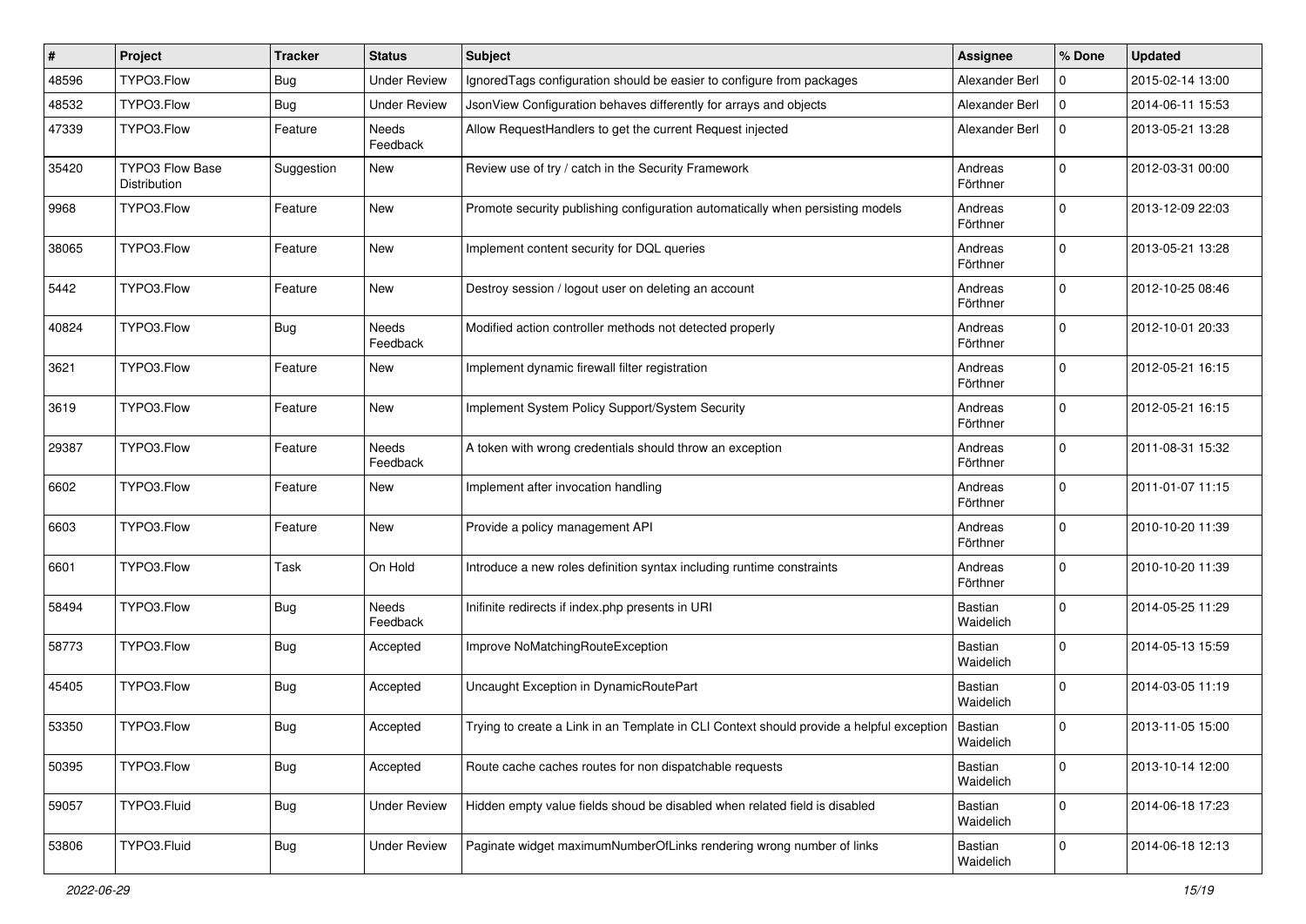| # | Project | Tracker | Status | Subject | Assignee | % Done | Updated |
|---|---|---|---|---|---|---|---|
| 48596 | TYPO3.Flow | Bug | Under Review | IgnoredTags configuration should be easier to configure from packages | Alexander Berl | 0 | 2015-02-14 13:00 |
| 48532 | TYPO3.Flow | Bug | Under Review | JsonView Configuration behaves differently for arrays and objects | Alexander Berl | 0 | 2014-06-11 15:53 |
| 47339 | TYPO3.Flow | Feature | Needs Feedback | Allow RequestHandlers to get the current Request injected | Alexander Berl | 0 | 2013-05-21 13:28 |
| 35420 | TYPO3 Flow Base Distribution | Suggestion | New | Review use of try / catch in the Security Framework | Andreas Förthner | 0 | 2012-03-31 00:00 |
| 9968 | TYPO3.Flow | Feature | New | Promote security publishing configuration automatically when persisting models | Andreas Förthner | 0 | 2013-12-09 22:03 |
| 38065 | TYPO3.Flow | Feature | New | Implement content security for DQL queries | Andreas Förthner | 0 | 2013-05-21 13:28 |
| 5442 | TYPO3.Flow | Feature | New | Destroy session / logout user on deleting an account | Andreas Förthner | 0 | 2012-10-25 08:46 |
| 40824 | TYPO3.Flow | Bug | Needs Feedback | Modified action controller methods not detected properly | Andreas Förthner | 0 | 2012-10-01 20:33 |
| 3621 | TYPO3.Flow | Feature | New | Implement dynamic firewall filter registration | Andreas Förthner | 0 | 2012-05-21 16:15 |
| 3619 | TYPO3.Flow | Feature | New | Implement System Policy Support/System Security | Andreas Förthner | 0 | 2012-05-21 16:15 |
| 29387 | TYPO3.Flow | Feature | Needs Feedback | A token with wrong credentials should throw an exception | Andreas Förthner | 0 | 2011-08-31 15:32 |
| 6602 | TYPO3.Flow | Feature | New | Implement after invocation handling | Andreas Förthner | 0 | 2011-01-07 11:15 |
| 6603 | TYPO3.Flow | Feature | New | Provide a policy management API | Andreas Förthner | 0 | 2010-10-20 11:39 |
| 6601 | TYPO3.Flow | Task | On Hold | Introduce a new roles definition syntax including runtime constraints | Andreas Förthner | 0 | 2010-10-20 11:39 |
| 58494 | TYPO3.Flow | Bug | Needs Feedback | Inifinite redirects if index.php presents in URI | Bastian Waidelich | 0 | 2014-05-25 11:29 |
| 58773 | TYPO3.Flow | Bug | Accepted | Improve NoMatchingRouteException | Bastian Waidelich | 0 | 2014-05-13 15:59 |
| 45405 | TYPO3.Flow | Bug | Accepted | Uncaught Exception in DynamicRoutePart | Bastian Waidelich | 0 | 2014-03-05 11:19 |
| 53350 | TYPO3.Flow | Bug | Accepted | Trying to create a Link in an Template in CLI Context should provide a helpful exception | Bastian Waidelich | 0 | 2013-11-05 15:00 |
| 50395 | TYPO3.Flow | Bug | Accepted | Route cache caches routes for non dispatchable requests | Bastian Waidelich | 0 | 2013-10-14 12:00 |
| 59057 | TYPO3.Fluid | Bug | Under Review | Hidden empty value fields shoud be disabled when related field is disabled | Bastian Waidelich | 0 | 2014-06-18 17:23 |
| 53806 | TYPO3.Fluid | Bug | Under Review | Paginate widget maximumNumberOfLinks rendering wrong number of links | Bastian Waidelich | 0 | 2014-06-18 12:13 |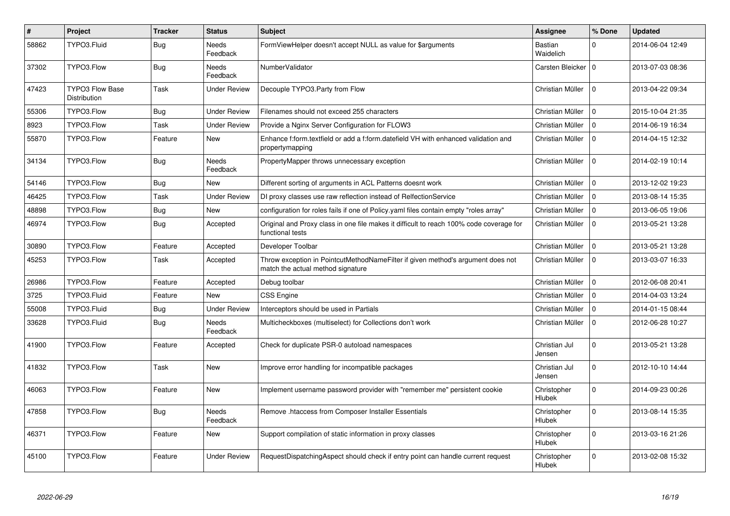| # | Project | Tracker | Status | Subject | Assignee | % Done | Updated |
|---|---|---|---|---|---|---|---|
| 58862 | TYPO3.Fluid | Bug | Needs Feedback | FormViewHelper doesn't accept NULL as value for $arguments | Bastian Waidelich | 0 | 2014-06-04 12:49 |
| 37302 | TYPO3.Flow | Bug | Needs Feedback | NumberValidator | Carsten Bleicker | 0 | 2013-07-03 08:36 |
| 47423 | TYPO3 Flow Base Distribution | Task | Under Review | Decouple TYPO3.Party from Flow | Christian Müller | 0 | 2013-04-22 09:34 |
| 55306 | TYPO3.Flow | Bug | Under Review | Filenames should not exceed 255 characters | Christian Müller | 0 | 2015-10-04 21:35 |
| 8923 | TYPO3.Flow | Task | Under Review | Provide a Nginx Server Configuration for FLOW3 | Christian Müller | 0 | 2014-06-19 16:34 |
| 55870 | TYPO3.Flow | Feature | New | Enhance f:form.textfield or add a f:form.datefield VH with enhanced validation and propertymapping | Christian Müller | 0 | 2014-04-15 12:32 |
| 34134 | TYPO3.Flow | Bug | Needs Feedback | PropertyMapper throws unnecessary exception | Christian Müller | 0 | 2014-02-19 10:14 |
| 54146 | TYPO3.Flow | Bug | New | Different sorting of arguments in ACL Patterns doesnt work | Christian Müller | 0 | 2013-12-02 19:23 |
| 46425 | TYPO3.Flow | Task | Under Review | DI proxy classes use raw reflection instead of RelfectionService | Christian Müller | 0 | 2013-08-14 15:35 |
| 48898 | TYPO3.Flow | Bug | New | configuration for roles fails if one of Policy.yaml files contain empty "roles array" | Christian Müller | 0 | 2013-06-05 19:06 |
| 46974 | TYPO3.Flow | Bug | Accepted | Original and Proxy class in one file makes it difficult to reach 100% code coverage for functional tests | Christian Müller | 0 | 2013-05-21 13:28 |
| 30890 | TYPO3.Flow | Feature | Accepted | Developer Toolbar | Christian Müller | 0 | 2013-05-21 13:28 |
| 45253 | TYPO3.Flow | Task | Accepted | Throw exception in PointcutMethodNameFilter if given method's argument does not match the actual method signature | Christian Müller | 0 | 2013-03-07 16:33 |
| 26986 | TYPO3.Flow | Feature | Accepted | Debug toolbar | Christian Müller | 0 | 2012-06-08 20:41 |
| 3725 | TYPO3.Fluid | Feature | New | CSS Engine | Christian Müller | 0 | 2014-04-03 13:24 |
| 55008 | TYPO3.Fluid | Bug | Under Review | Interceptors should be used in Partials | Christian Müller | 0 | 2014-01-15 08:44 |
| 33628 | TYPO3.Fluid | Bug | Needs Feedback | Multicheckboxes (multiselect) for Collections don't work | Christian Müller | 0 | 2012-06-28 10:27 |
| 41900 | TYPO3.Flow | Feature | Accepted | Check for duplicate PSR-0 autoload namespaces | Christian Jul Jensen | 0 | 2013-05-21 13:28 |
| 41832 | TYPO3.Flow | Task | New | Improve error handling for incompatible packages | Christian Jul Jensen | 0 | 2012-10-10 14:44 |
| 46063 | TYPO3.Flow | Feature | New | Implement username password provider with "remember me" persistent cookie | Christopher Hlubek | 0 | 2014-09-23 00:26 |
| 47858 | TYPO3.Flow | Bug | Needs Feedback | Remove .htaccess from Composer Installer Essentials | Christopher Hlubek | 0 | 2013-08-14 15:35 |
| 46371 | TYPO3.Flow | Feature | New | Support compilation of static information in proxy classes | Christopher Hlubek | 0 | 2013-03-16 21:26 |
| 45100 | TYPO3.Flow | Feature | Under Review | RequestDispatchingAspect should check if entry point can handle current request | Christopher Hlubek | 0 | 2013-02-08 15:32 |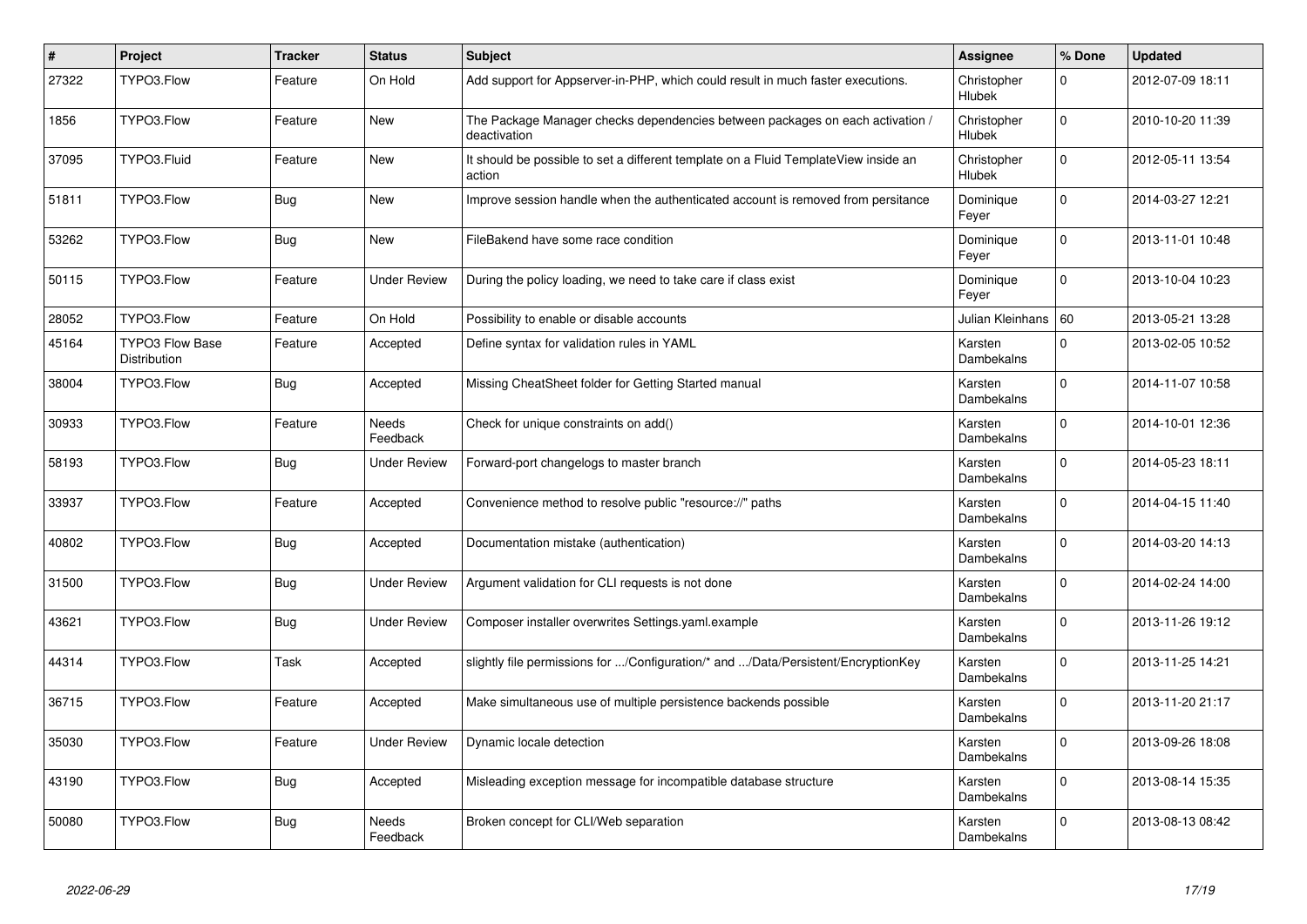| # | Project | Tracker | Status | Subject | Assignee | % Done | Updated |
|---|---|---|---|---|---|---|---|
| 27322 | TYPO3.Flow | Feature | On Hold | Add support for Appserver-in-PHP, which could result in much faster executions. | Christopher Hlubek | 0 | 2012-07-09 18:11 |
| 1856 | TYPO3.Flow | Feature | New | The Package Manager checks dependencies between packages on each activation / deactivation | Christopher Hlubek | 0 | 2010-10-20 11:39 |
| 37095 | TYPO3.Fluid | Feature | New | It should be possible to set a different template on a Fluid TemplateView inside an action | Christopher Hlubek | 0 | 2012-05-11 13:54 |
| 51811 | TYPO3.Flow | Bug | New | Improve session handle when the authenticated account is removed from persitance | Dominique Feyer | 0 | 2014-03-27 12:21 |
| 53262 | TYPO3.Flow | Bug | New | FileBakend have some race condition | Dominique Feyer | 0 | 2013-11-01 10:48 |
| 50115 | TYPO3.Flow | Feature | Under Review | During the policy loading, we need to take care if class exist | Dominique Feyer | 0 | 2013-10-04 10:23 |
| 28052 | TYPO3.Flow | Feature | On Hold | Possibility to enable or disable accounts | Julian Kleinhans | 60 | 2013-05-21 13:28 |
| 45164 | TYPO3 Flow Base Distribution | Feature | Accepted | Define syntax for validation rules in YAML | Karsten Dambekalns | 0 | 2013-02-05 10:52 |
| 38004 | TYPO3.Flow | Bug | Accepted | Missing CheatSheet folder for Getting Started manual | Karsten Dambekalns | 0 | 2014-11-07 10:58 |
| 30933 | TYPO3.Flow | Feature | Needs Feedback | Check for unique constraints on add() | Karsten Dambekalns | 0 | 2014-10-01 12:36 |
| 58193 | TYPO3.Flow | Bug | Under Review | Forward-port changelogs to master branch | Karsten Dambekalns | 0 | 2014-05-23 18:11 |
| 33937 | TYPO3.Flow | Feature | Accepted | Convenience method to resolve public "resource://" paths | Karsten Dambekalns | 0 | 2014-04-15 11:40 |
| 40802 | TYPO3.Flow | Bug | Accepted | Documentation mistake (authentication) | Karsten Dambekalns | 0 | 2014-03-20 14:13 |
| 31500 | TYPO3.Flow | Bug | Under Review | Argument validation for CLI requests is not done | Karsten Dambekalns | 0 | 2014-02-24 14:00 |
| 43621 | TYPO3.Flow | Bug | Under Review | Composer installer overwrites Settings.yaml.example | Karsten Dambekalns | 0 | 2013-11-26 19:12 |
| 44314 | TYPO3.Flow | Task | Accepted | slightly file permissions for .../Configuration/* and .../Data/Persistent/EncryptionKey | Karsten Dambekalns | 0 | 2013-11-25 14:21 |
| 36715 | TYPO3.Flow | Feature | Accepted | Make simultaneous use of multiple persistence backends possible | Karsten Dambekalns | 0 | 2013-11-20 21:17 |
| 35030 | TYPO3.Flow | Feature | Under Review | Dynamic locale detection | Karsten Dambekalns | 0 | 2013-09-26 18:08 |
| 43190 | TYPO3.Flow | Bug | Accepted | Misleading exception message for incompatible database structure | Karsten Dambekalns | 0 | 2013-08-14 15:35 |
| 50080 | TYPO3.Flow | Bug | Needs Feedback | Broken concept for CLI/Web separation | Karsten Dambekalns | 0 | 2013-08-13 08:42 |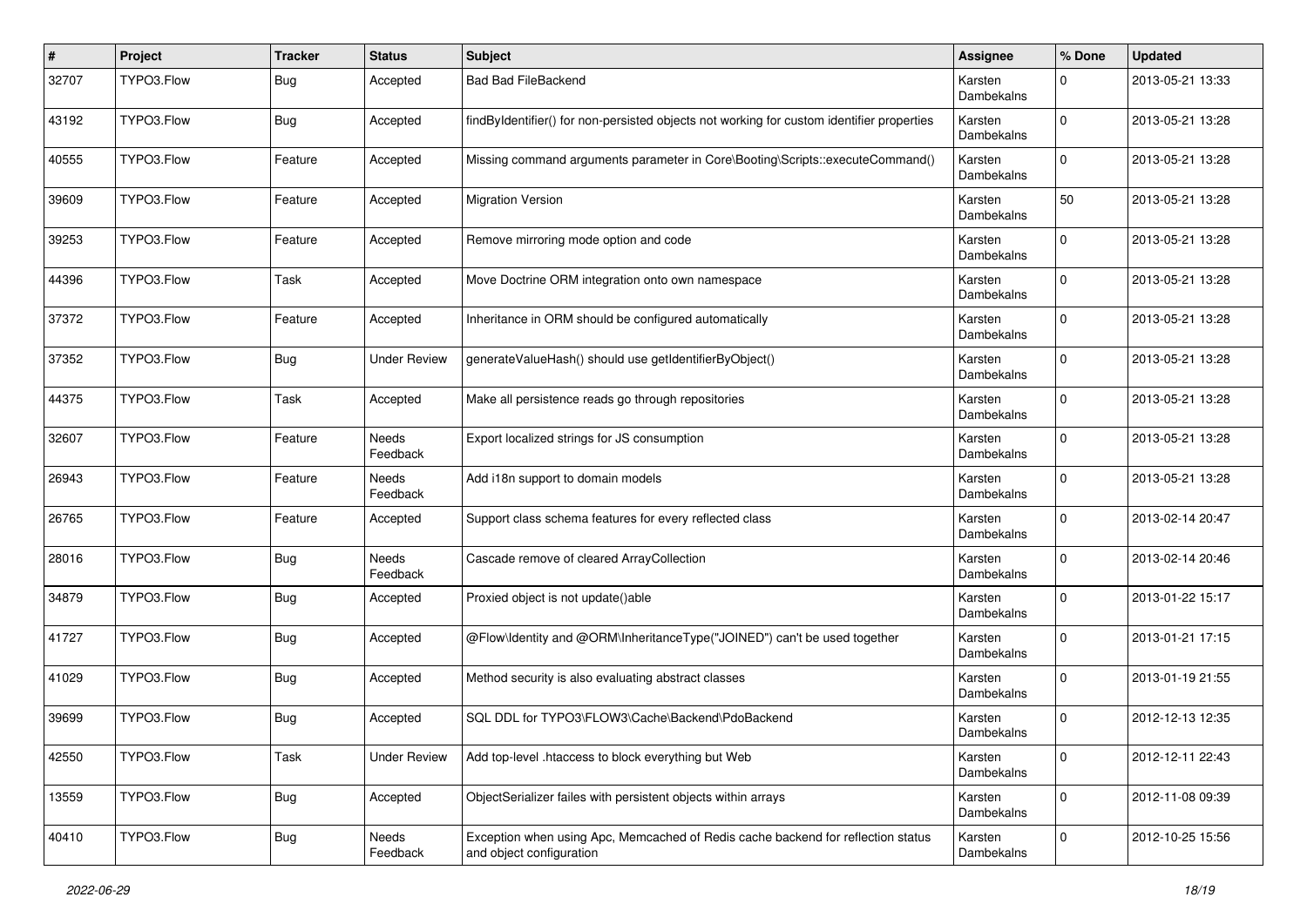| # | Project | Tracker | Status | Subject | Assignee | % Done | Updated |
| --- | --- | --- | --- | --- | --- | --- | --- |
| 32707 | TYPO3.Flow | Bug | Accepted | Bad Bad FileBackend | Karsten Dambekalns | 0 | 2013-05-21 13:33 |
| 43192 | TYPO3.Flow | Bug | Accepted | findByIdentifier() for non-persisted objects not working for custom identifier properties | Karsten Dambekalns | 0 | 2013-05-21 13:28 |
| 40555 | TYPO3.Flow | Feature | Accepted | Missing command arguments parameter in Core\Booting\Scripts::executeCommand() | Karsten Dambekalns | 0 | 2013-05-21 13:28 |
| 39609 | TYPO3.Flow | Feature | Accepted | Migration Version | Karsten Dambekalns | 50 | 2013-05-21 13:28 |
| 39253 | TYPO3.Flow | Feature | Accepted | Remove mirroring mode option and code | Karsten Dambekalns | 0 | 2013-05-21 13:28 |
| 44396 | TYPO3.Flow | Task | Accepted | Move Doctrine ORM integration onto own namespace | Karsten Dambekalns | 0 | 2013-05-21 13:28 |
| 37372 | TYPO3.Flow | Feature | Accepted | Inheritance in ORM should be configured automatically | Karsten Dambekalns | 0 | 2013-05-21 13:28 |
| 37352 | TYPO3.Flow | Bug | Under Review | generateValueHash() should use getIdentifierByObject() | Karsten Dambekalns | 0 | 2013-05-21 13:28 |
| 44375 | TYPO3.Flow | Task | Accepted | Make all persistence reads go through repositories | Karsten Dambekalns | 0 | 2013-05-21 13:28 |
| 32607 | TYPO3.Flow | Feature | Needs Feedback | Export localized strings for JS consumption | Karsten Dambekalns | 0 | 2013-05-21 13:28 |
| 26943 | TYPO3.Flow | Feature | Needs Feedback | Add i18n support to domain models | Karsten Dambekalns | 0 | 2013-05-21 13:28 |
| 26765 | TYPO3.Flow | Feature | Accepted | Support class schema features for every reflected class | Karsten Dambekalns | 0 | 2013-02-14 20:47 |
| 28016 | TYPO3.Flow | Bug | Needs Feedback | Cascade remove of cleared ArrayCollection | Karsten Dambekalns | 0 | 2013-02-14 20:46 |
| 34879 | TYPO3.Flow | Bug | Accepted | Proxied object is not update()able | Karsten Dambekalns | 0 | 2013-01-22 15:17 |
| 41727 | TYPO3.Flow | Bug | Accepted | @Flow\Identity and @ORM\InheritanceType("JOINED") can't be used together | Karsten Dambekalns | 0 | 2013-01-21 17:15 |
| 41029 | TYPO3.Flow | Bug | Accepted | Method security is also evaluating abstract classes | Karsten Dambekalns | 0 | 2013-01-19 21:55 |
| 39699 | TYPO3.Flow | Bug | Accepted | SQL DDL for TYPO3\FLOW3\Cache\Backend\PdoBackend | Karsten Dambekalns | 0 | 2012-12-13 12:35 |
| 42550 | TYPO3.Flow | Task | Under Review | Add top-level .htaccess to block everything but Web | Karsten Dambekalns | 0 | 2012-12-11 22:43 |
| 13559 | TYPO3.Flow | Bug | Accepted | ObjectSerializer failes with persistent objects within arrays | Karsten Dambekalns | 0 | 2012-11-08 09:39 |
| 40410 | TYPO3.Flow | Bug | Needs Feedback | Exception when using Apc, Memcached of Redis cache backend for reflection status and object configuration | Karsten Dambekalns | 0 | 2012-10-25 15:56 |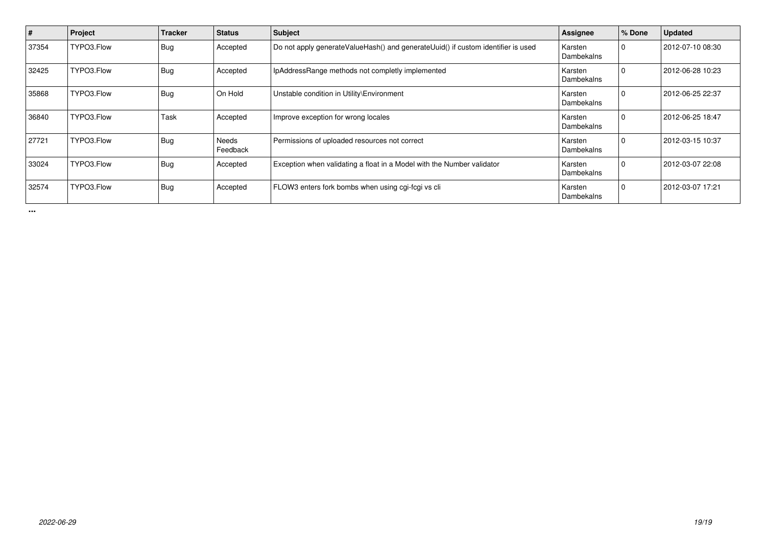| # | Project | Tracker | Status | Subject | Assignee | % Done | Updated |
|---|---|---|---|---|---|---|---|
| 37354 | TYPO3.Flow | Bug | Accepted | Do not apply generateValueHash() and generateUuid() if custom identifier is used | Karsten Dambekalns | 0 | 2012-07-10 08:30 |
| 32425 | TYPO3.Flow | Bug | Accepted | IpAddressRange methods not completly implemented | Karsten Dambekalns | 0 | 2012-06-28 10:23 |
| 35868 | TYPO3.Flow | Bug | On Hold | Unstable condition in Utility\Environment | Karsten Dambekalns | 0 | 2012-06-25 22:37 |
| 36840 | TYPO3.Flow | Task | Accepted | Improve exception for wrong locales | Karsten Dambekalns | 0 | 2012-06-25 18:47 |
| 27721 | TYPO3.Flow | Bug | Needs Feedback | Permissions of uploaded resources not correct | Karsten Dambekalns | 0 | 2012-03-15 10:37 |
| 33024 | TYPO3.Flow | Bug | Accepted | Exception when validating a float in a Model with the Number validator | Karsten Dambekalns | 0 | 2012-03-07 22:08 |
| 32574 | TYPO3.Flow | Bug | Accepted | FLOW3 enters fork bombs when using cgi-fcgi vs cli | Karsten Dambekalns | 0 | 2012-03-07 17:21 |

...